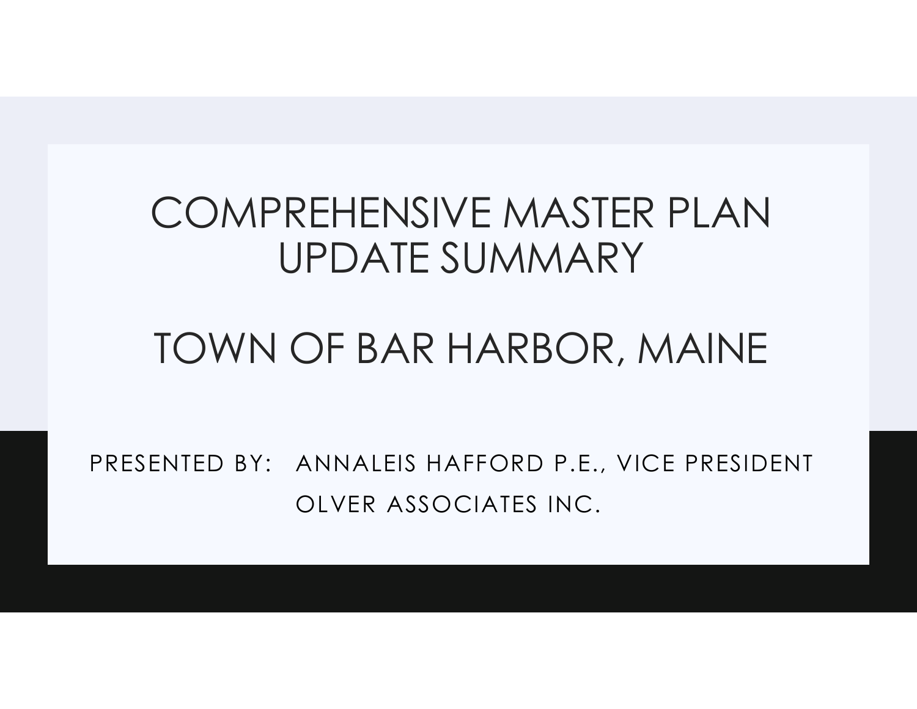# COMPREHENSIVE MASTER PLAN UPDATE SUMMARY

# TOWN OF BAR HARBOR, MAINE

PRESENTED BY: ANNALEIS HAFFORD P.E., VICE PRESIDENT
OLVER ASSOCIATES INC.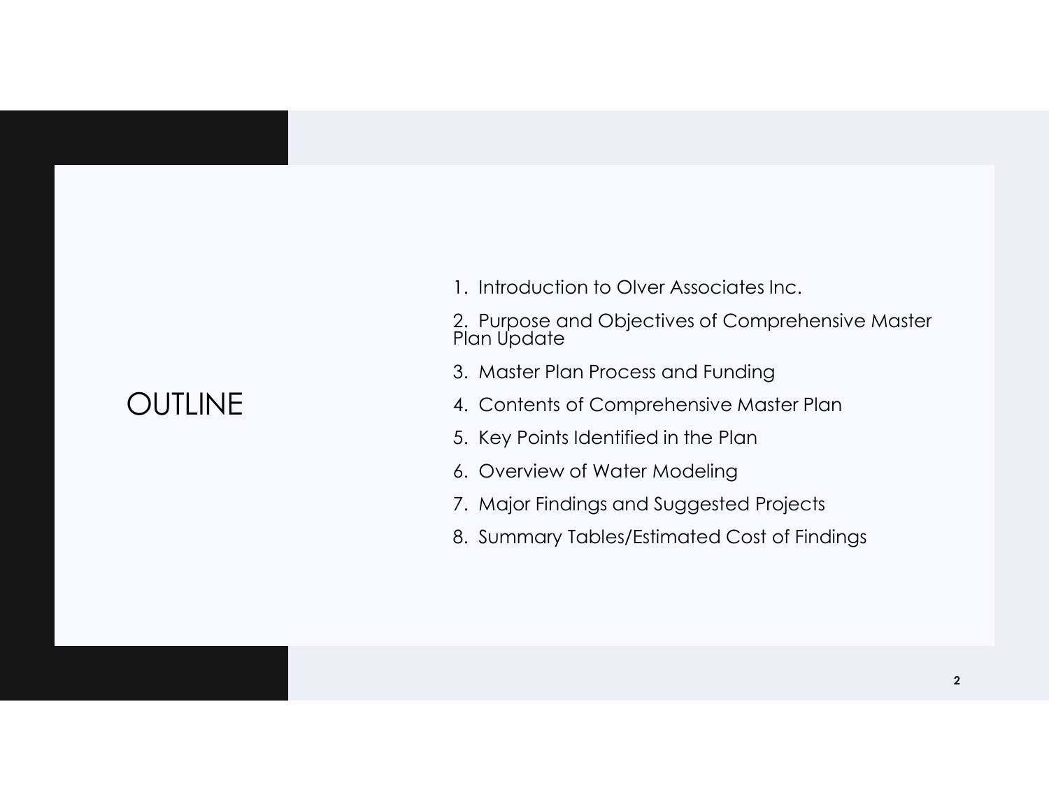# OUTLINE

1. Introduction to Olver Associates Inc.
2. Purpose and Objectives of Comprehensive Master Plan Update
3. Master Plan Process and Funding
4. Contents of Comprehensive Master Plan
5. Key Points Identified in the Plan
6. Overview of Water Modeling
7. Major Findings and Suggested Projects
8. Summary Tables/Estimated Cost of Findings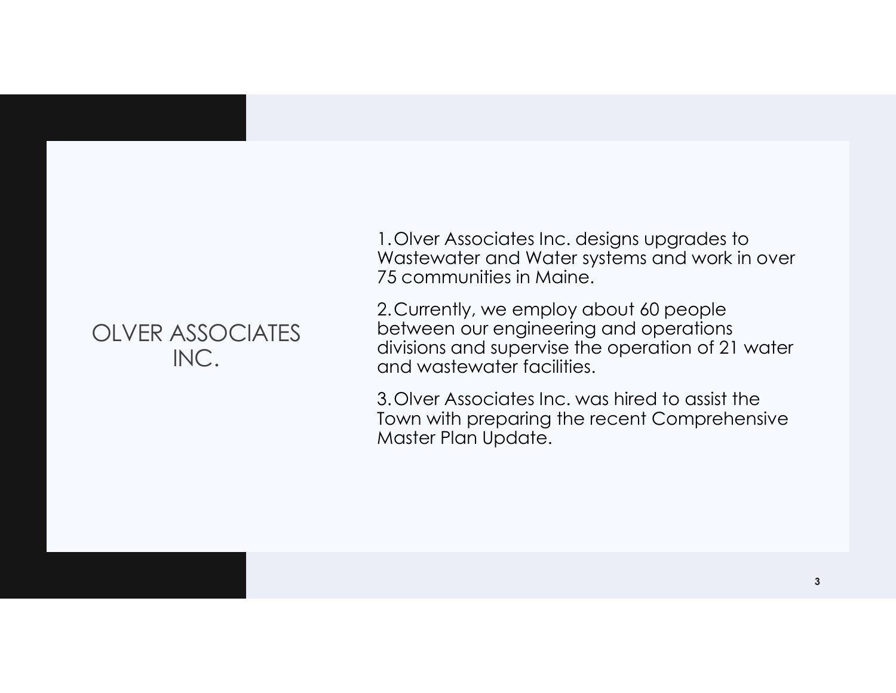# OLVER ASSOCIATES INC.

1. Olver Associates Inc. designs upgrades to Wastewater and Water systems and work in over 75 communities in Maine.
2. Currently, we employ about 60 people between our engineering and operations divisions and supervise the operation of 21 water and wastewater facilities.
3. Olver Associates Inc. was hired to assist the Town with preparing the recent Comprehensive Master Plan Update.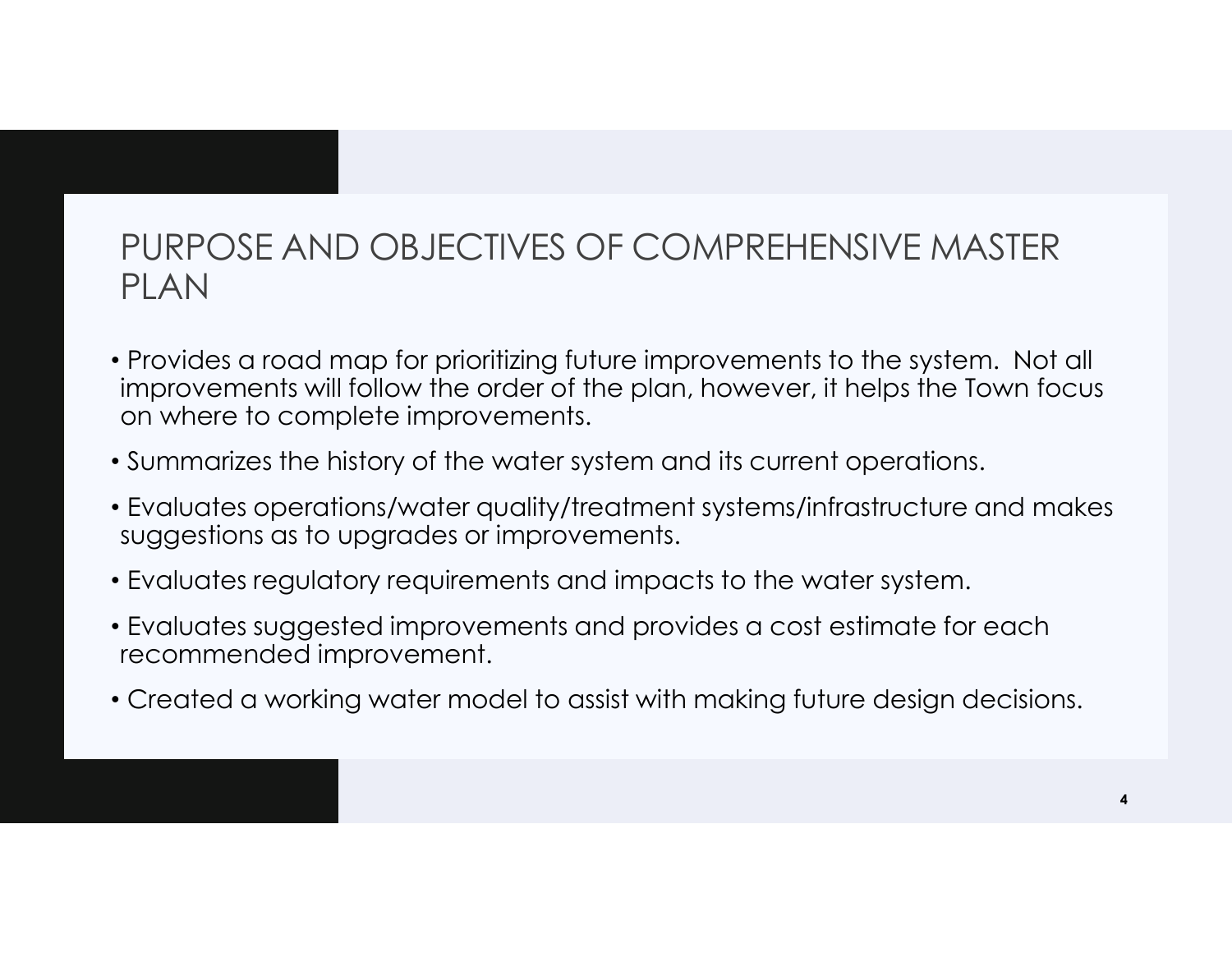# PURPOSE AND OBJECTIVES OF COMPREHENSIVE MASTER PLAN

- Provides a road map for prioritizing future improvements to the system. Not all improvements will follow the order of the plan, however, it helps the Town focus on where to complete improvements.
- Summarizes the history of the water system and its current operations.
- Evaluates operations/water quality/treatment systems/infrastructure and makes suggestions as to upgrades or improvements.
- Evaluates regulatory requirements and impacts to the water system.
- Evaluates suggested improvements and provides a cost estimate for each recommended improvement.
- Created a working water model to assist with making future design decisions.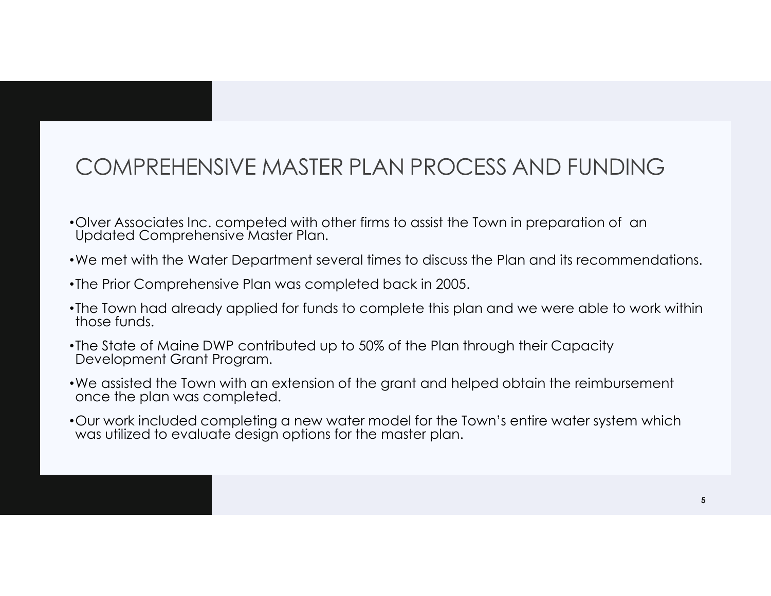# COMPREHENSIVE MASTER PLAN PROCESS AND FUNDING

- Olver Associates Inc. competed with other firms to assist the Town in preparation of an Updated Comprehensive Master Plan.
- We met with the Water Department several times to discuss the Plan and its recommendations.
- The Prior Comprehensive Plan was completed back in 2005.
- The Town had already applied for funds to complete this plan and we were able to work within those funds.
- The State of Maine DWP contributed up to 50% of the Plan through their Capacity Development Grant Program.
- We assisted the Town with an extension of the grant and helped obtain the reimbursement once the plan was completed.
- Our work included completing a new water model for the Town's entire water system which was utilized to evaluate design options for the master plan.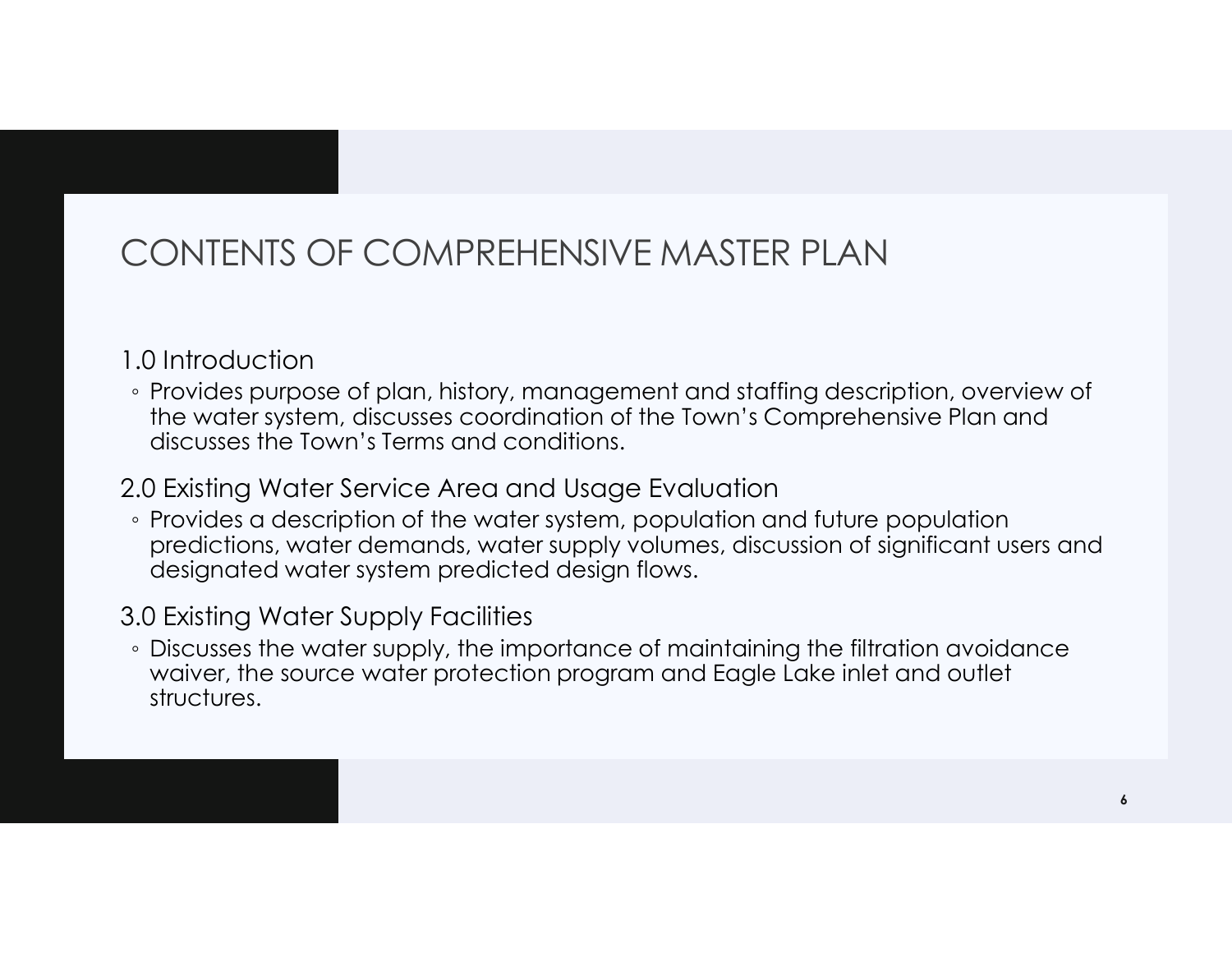# CONTENTS OF COMPREHENSIVE MASTER PLAN

1.0 Introduction

- Provides purpose of plan, history, management and staffing description, overview of the water system, discusses coordination of the Town's Comprehensive Plan and discusses the Town's Terms and conditions.

2.0 Existing Water Service Area and Usage Evaluation

- Provides a description of the water system, population and future population predictions, water demands, water supply volumes, discussion of significant users and designated water system predicted design flows.

3.0 Existing Water Supply Facilities

- Discusses the water supply, the importance of maintaining the filtration avoidance waiver, the source water protection program and Eagle Lake inlet and outlet structures.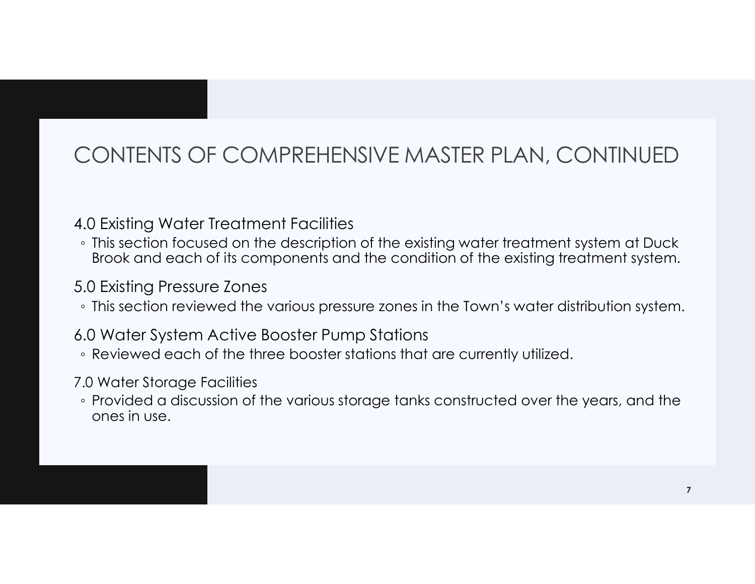# CONTENTS OF COMPREHENSIVE MASTER PLAN, CONTINUED

## 4.0 Existing Water Treatment Facilities

- This section focused on the description of the existing water treatment system at Duck Brook and each of its components and the condition of the existing treatment system.

## 5.0 Existing Pressure Zones

- This section reviewed the various pressure zones in the Town's water distribution system.

## 6.0 Water System Active Booster Pump Stations

- Reviewed each of the three booster stations that are currently utilized.

## 7.0 Water Storage Facilities

- Provided a discussion of the various storage tanks constructed over the years, and the ones in use.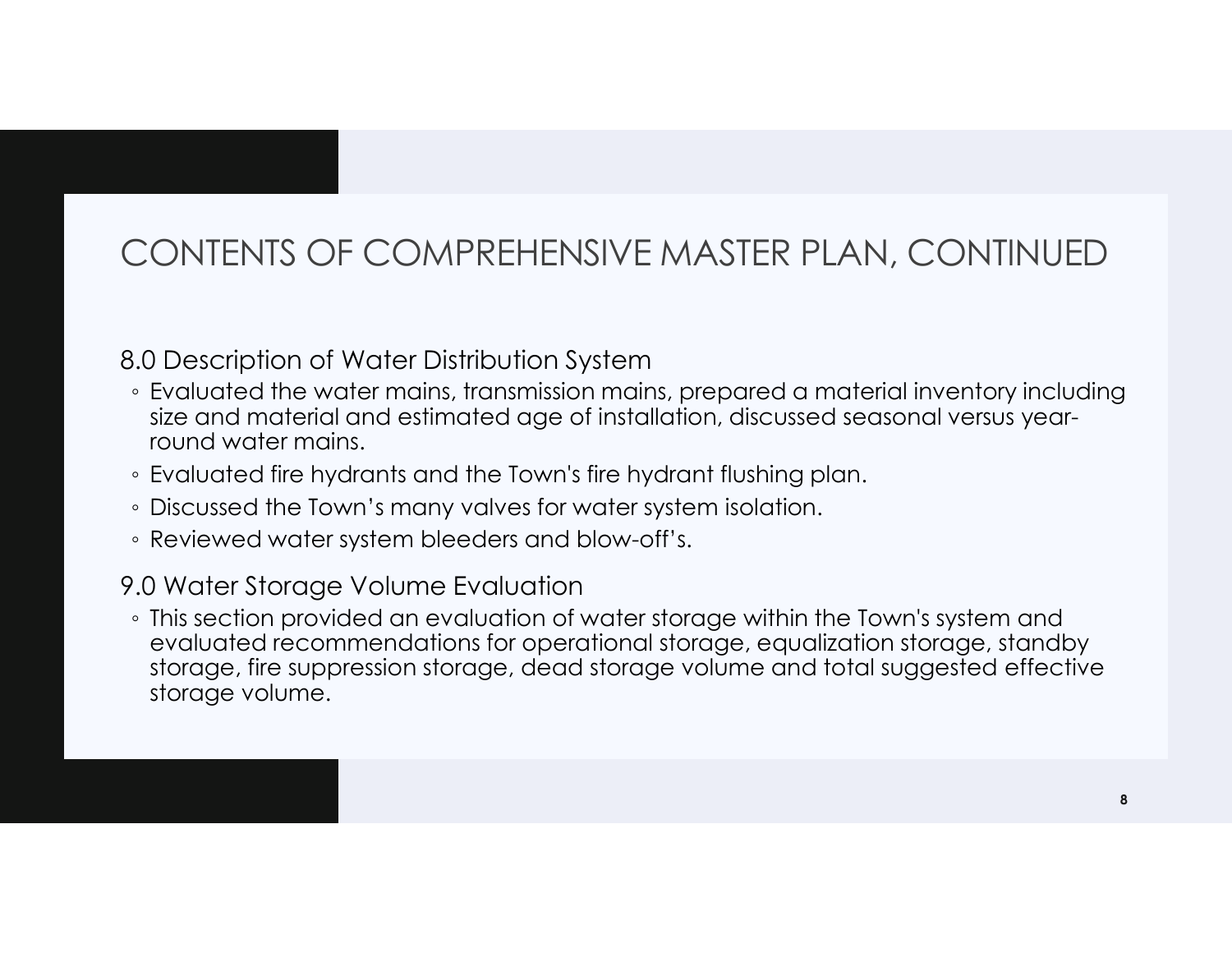# CONTENTS OF COMPREHENSIVE MASTER PLAN, CONTINUED

## 8.0 Description of Water Distribution System

- Evaluated the water mains, transmission mains, prepared a material inventory including size and material and estimated age of installation, discussed seasonal versus year-round water mains.
- Evaluated fire hydrants and the Town's fire hydrant flushing plan.
- Discussed the Town's many valves for water system isolation.
- Reviewed water system bleeders and blow-off's.

## 9.0 Water Storage Volume Evaluation

- This section provided an evaluation of water storage within the Town's system and evaluated recommendations for operational storage, equalization storage, standby storage, fire suppression storage, dead storage volume and total suggested effective storage volume.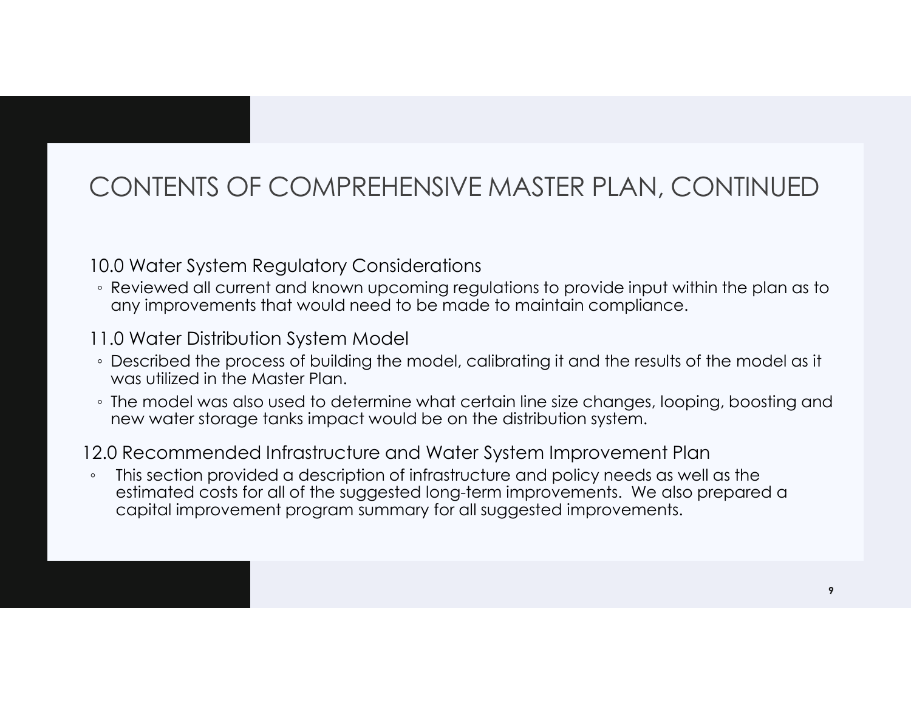# CONTENTS OF COMPREHENSIVE MASTER PLAN, CONTINUED

10.0 Water System Regulatory Considerations

- Reviewed all current and known upcoming regulations to provide input within the plan as to any improvements that would need to be made to maintain compliance.

11.0 Water Distribution System Model

- Described the process of building the model, calibrating it and the results of the model as it was utilized in the Master Plan.
- The model was also used to determine what certain line size changes, looping, boosting and new water storage tanks impact would be on the distribution system.

12.0 Recommended Infrastructure and Water System Improvement Plan

- This section provided a description of infrastructure and policy needs as well as the estimated costs for all of the suggested long-term improvements. We also prepared a capital improvement program summary for all suggested improvements.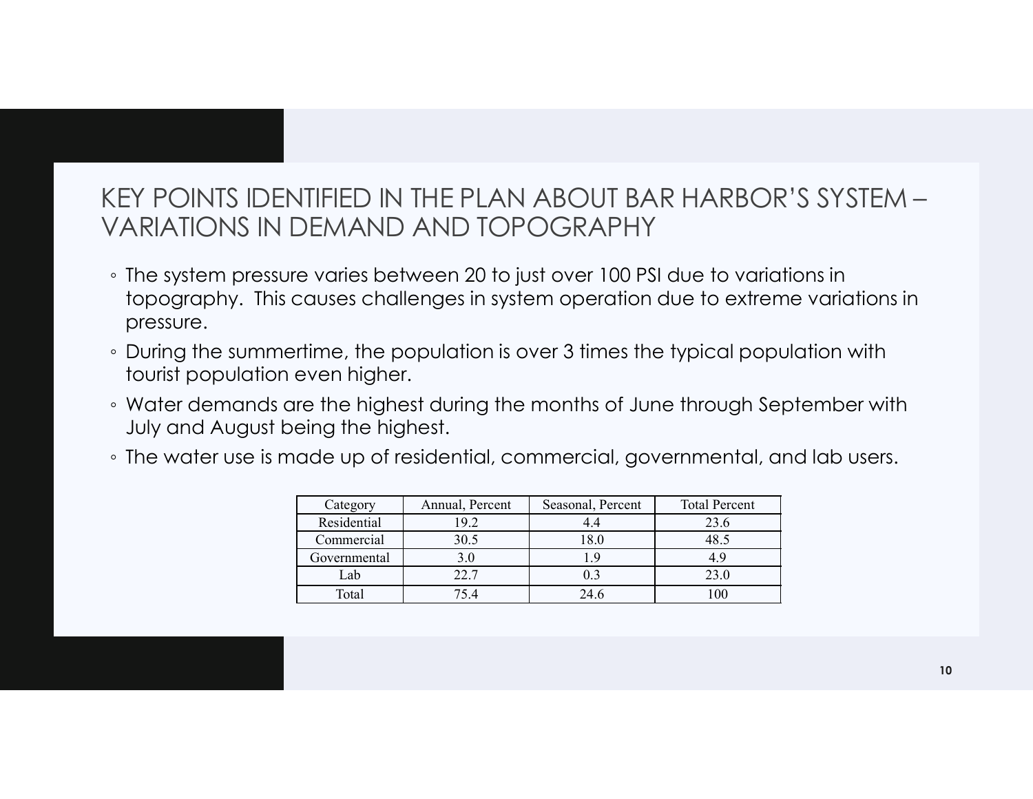# KEY POINTS IDENTIFIED IN THE PLAN ABOUT BAR HARBOR'S SYSTEM – VARIATIONS IN DEMAND AND TOPOGRAPHY

- The system pressure varies between 20 to just over 100 PSI due to variations in topography. This causes challenges in system operation due to extreme variations in pressure.
- During the summertime, the population is over 3 times the typical population with tourist population even higher.
- Water demands are the highest during the months of June through September with July and August being the highest.
- The water use is made up of residential, commercial, governmental, and lab users.

| Category | Annual, Percent | Seasonal, Percent | Total Percent |
|---|---|---|---|
| Residential | 19.2 | 4.4 | 23.6 |
| Commercial | 30.5 | 18.0 | 48.5 |
| Governmental | 3.0 | 1.9 | 4.9 |
| Lab | 22.7 | 0.3 | 23.0 |
| Total | 75.4 | 24.6 | 100 |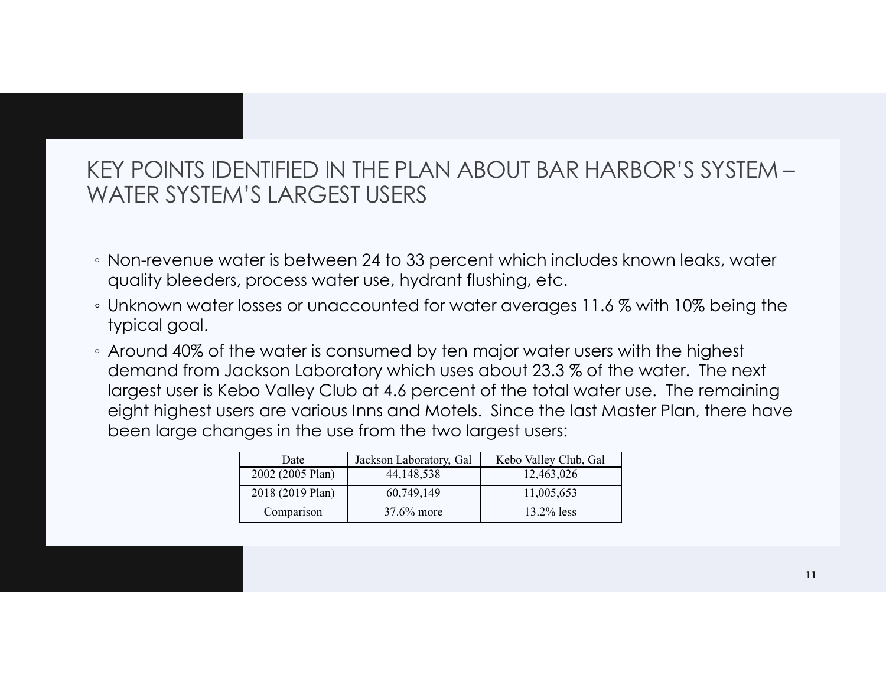# KEY POINTS IDENTIFIED IN THE PLAN ABOUT BAR HARBOR'S SYSTEM – WATER SYSTEM'S LARGEST USERS

- Non-revenue water is between 24 to 33 percent which includes known leaks, water quality bleeders, process water use, hydrant flushing, etc.
- Unknown water losses or unaccounted for water averages 11.6 % with 10% being the typical goal.
- Around 40% of the water is consumed by ten major water users with the highest demand from Jackson Laboratory which uses about 23.3 % of the water. The next largest user is Kebo Valley Club at 4.6 percent of the total water use. The remaining eight highest users are various Inns and Motels. Since the last Master Plan, there have been large changes in the use from the two largest users:

| Date | Jackson Laboratory, Gal | Kebo Valley Club, Gal |
|---|---|---|
| 2002 (2005 Plan) | 44,148,538 | 12,463,026 |
| 2018 (2019 Plan) | 60,749,149 | 11,005,653 |
| Comparison | 37.6% more | 13.2% less |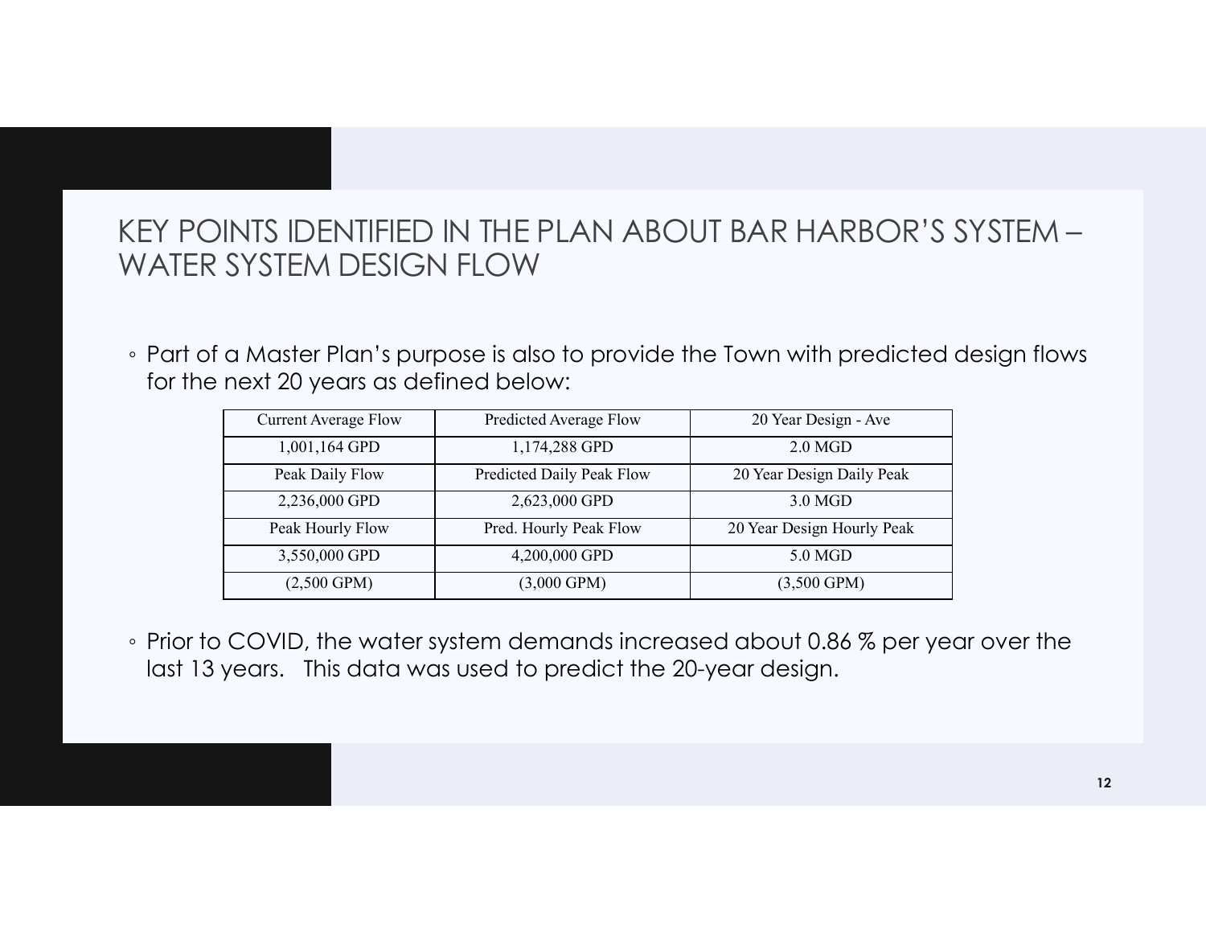# KEY POINTS IDENTIFIED IN THE PLAN ABOUT BAR HARBOR'S SYSTEM – WATER SYSTEM DESIGN FLOW

- Part of a Master Plan's purpose is also to provide the Town with predicted design flows for the next 20 years as defined below:

| Current Average Flow | Predicted Average Flow | 20 Year Design - Ave |
|---|---|---|
| 1,001,164 GPD | 1,174,288 GPD | 2.0 MGD |
| Peak Daily Flow | Predicted Daily Peak Flow | 20 Year Design Daily Peak |
| 2,236,000 GPD | 2,623,000 GPD | 3.0 MGD |
| Peak Hourly Flow | Pred. Hourly Peak Flow | 20 Year Design Hourly Peak |
| 3,550,000 GPD | 4,200,000 GPD | 5.0 MGD |
| (2,500 GPM) | (3,000 GPM) | (3,500 GPM) |

- Prior to COVID, the water system demands increased about 0.86 % per year over the last 13 years. This data was used to predict the 20-year design.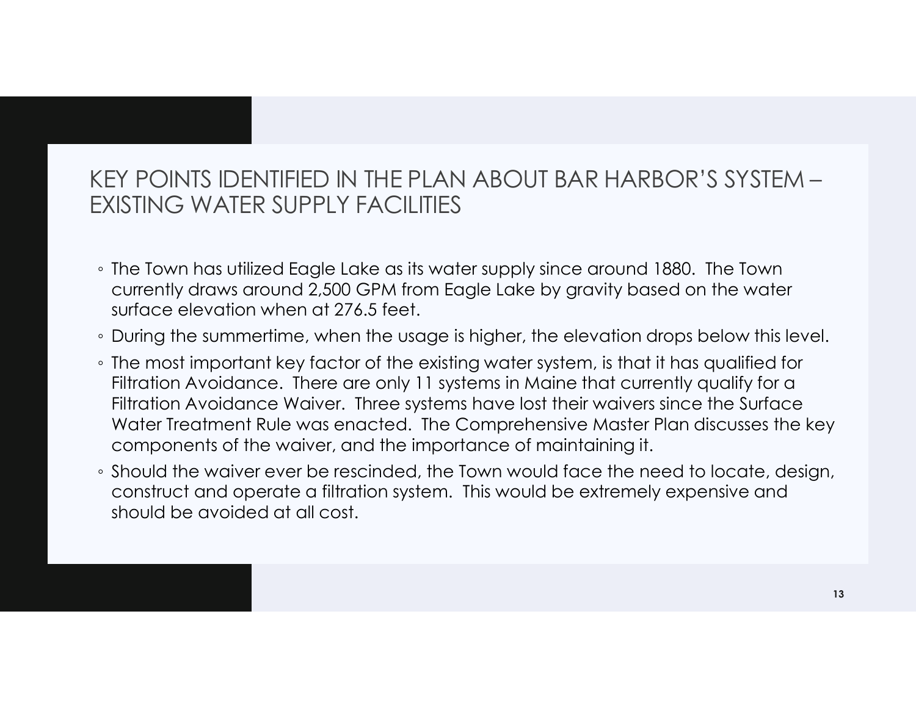# KEY POINTS IDENTIFIED IN THE PLAN ABOUT BAR HARBOR'S SYSTEM – EXISTING WATER SUPPLY FACILITIES

- The Town has utilized Eagle Lake as its water supply since around 1880. The Town currently draws around 2,500 GPM from Eagle Lake by gravity based on the water surface elevation when at 276.5 feet.
- During the summertime, when the usage is higher, the elevation drops below this level.
- The most important key factor of the existing water system, is that it has qualified for Filtration Avoidance. There are only 11 systems in Maine that currently qualify for a Filtration Avoidance Waiver. Three systems have lost their waivers since the Surface Water Treatment Rule was enacted. The Comprehensive Master Plan discusses the key components of the waiver, and the importance of maintaining it.
- Should the waiver ever be rescinded, the Town would face the need to locate, design, construct and operate a filtration system. This would be extremely expensive and should be avoided at all cost.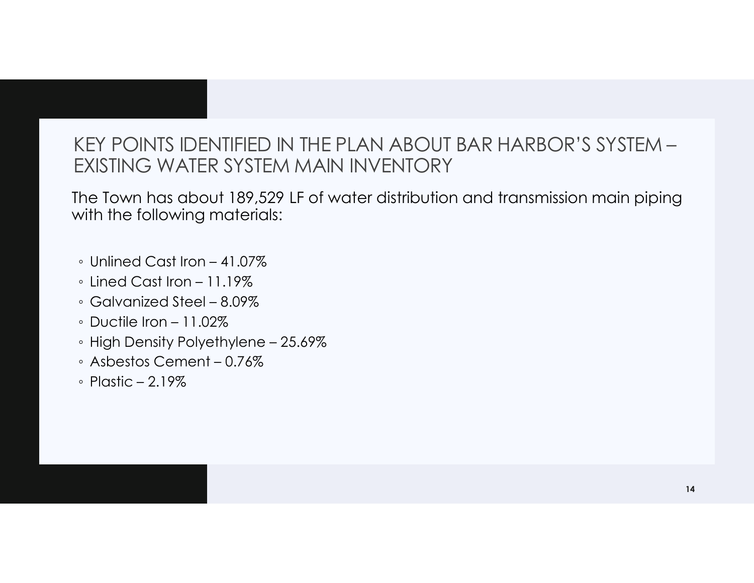# KEY POINTS IDENTIFIED IN THE PLAN ABOUT BAR HARBOR'S SYSTEM – EXISTING WATER SYSTEM MAIN INVENTORY

The Town has about 189,529 LF of water distribution and transmission main piping with the following materials:

- Unlined Cast Iron – 41.07%
- Lined Cast Iron – 11.19%
- Galvanized Steel – 8.09%
- Ductile Iron – 11.02%
- High Density Polyethylene – 25.69%
- Asbestos Cement – 0.76%
- Plastic – 2.19%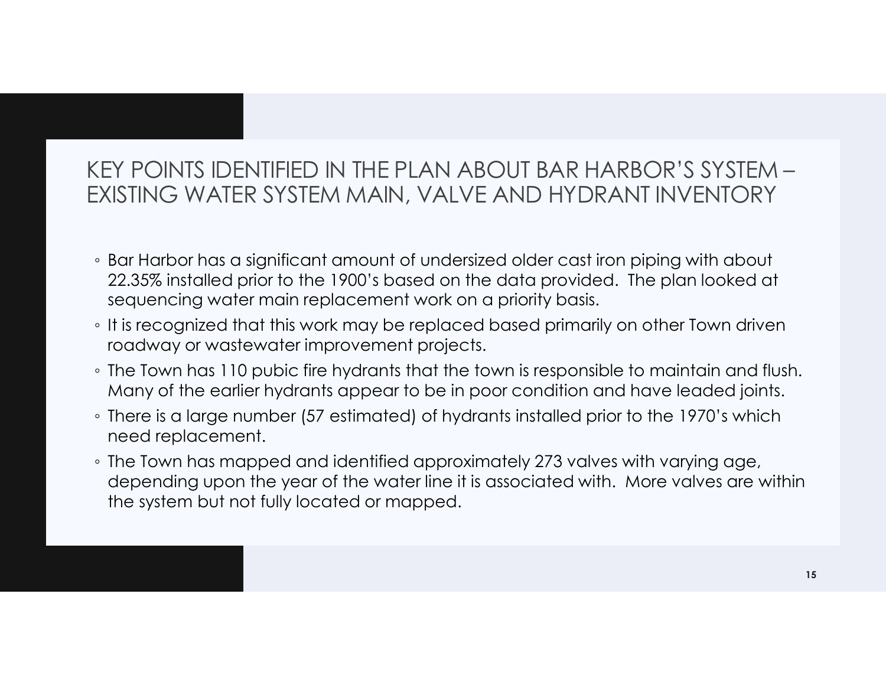# KEY POINTS IDENTIFIED IN THE PLAN ABOUT BAR HARBOR'S SYSTEM – EXISTING WATER SYSTEM MAIN, VALVE AND HYDRANT INVENTORY

- Bar Harbor has a significant amount of undersized older cast iron piping with about 22.35% installed prior to the 1900's based on the data provided. The plan looked at sequencing water main replacement work on a priority basis.
- It is recognized that this work may be replaced based primarily on other Town driven roadway or wastewater improvement projects.
- The Town has 110 pubic fire hydrants that the town is responsible to maintain and flush. Many of the earlier hydrants appear to be in poor condition and have leaded joints.
- There is a large number (57 estimated) of hydrants installed prior to the 1970's which need replacement.
- The Town has mapped and identified approximately 273 valves with varying age, depending upon the year of the water line it is associated with. More valves are within the system but not fully located or mapped.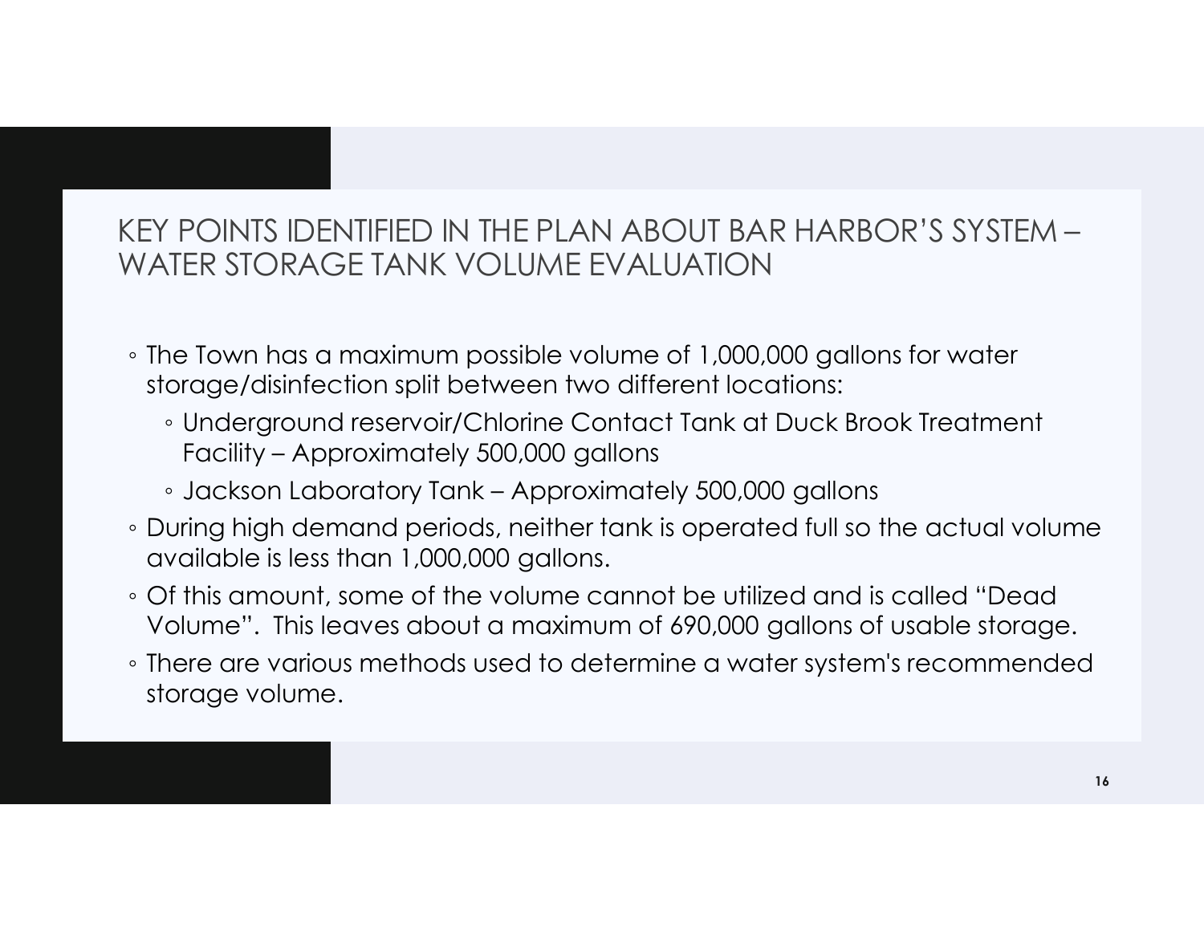# KEY POINTS IDENTIFIED IN THE PLAN ABOUT BAR HARBOR'S SYSTEM – WATER STORAGE TANK VOLUME EVALUATION

- The Town has a maximum possible volume of 1,000,000 gallons for water storage/disinfection split between two different locations:
  - Underground reservoir/Chlorine Contact Tank at Duck Brook Treatment Facility – Approximately 500,000 gallons
  - Jackson Laboratory Tank – Approximately 500,000 gallons
- During high demand periods, neither tank is operated full so the actual volume available is less than 1,000,000 gallons.
- Of this amount, some of the volume cannot be utilized and is called "Dead Volume". This leaves about a maximum of 690,000 gallons of usable storage.
- There are various methods used to determine a water system's recommended storage volume.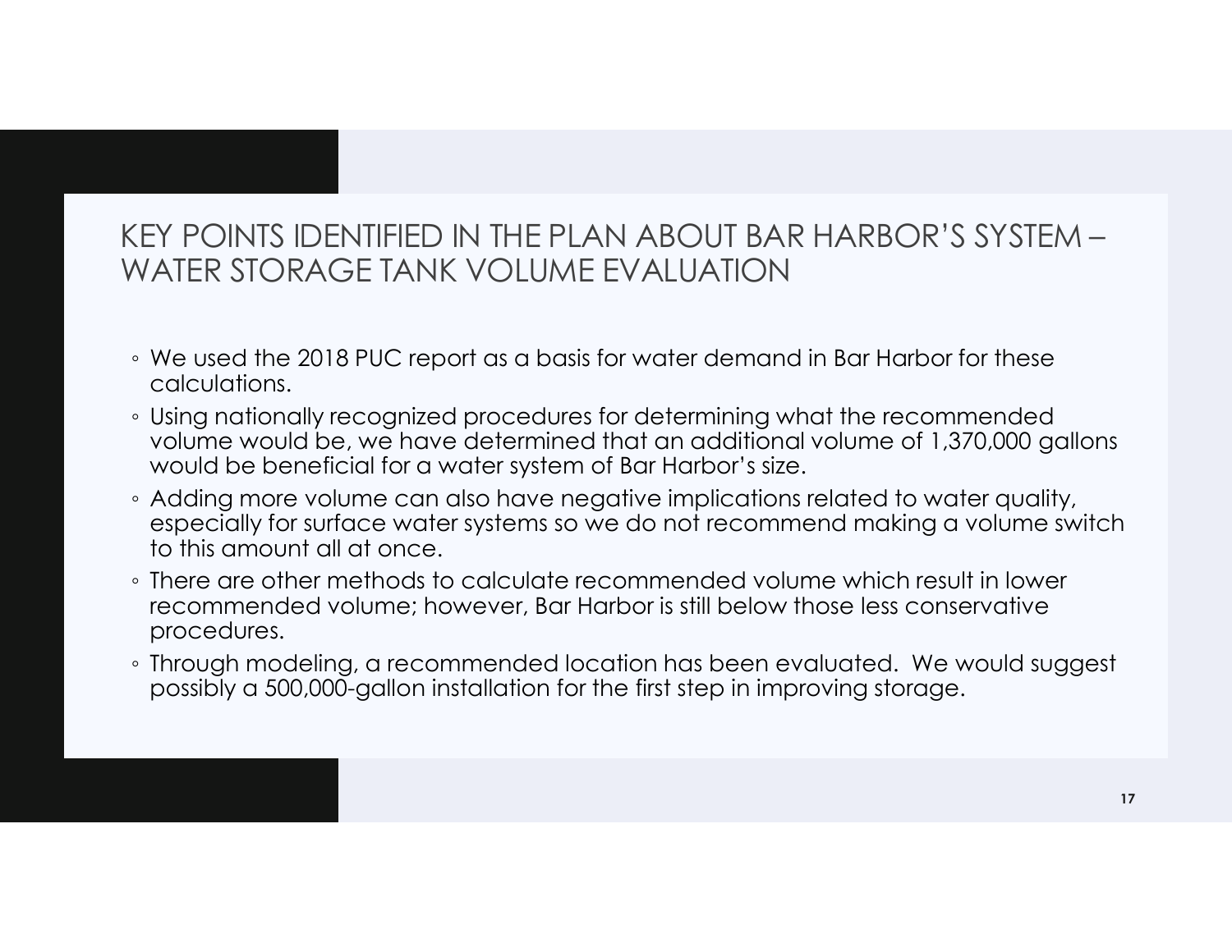# KEY POINTS IDENTIFIED IN THE PLAN ABOUT BAR HARBOR'S SYSTEM – WATER STORAGE TANK VOLUME EVALUATION

- We used the 2018 PUC report as a basis for water demand in Bar Harbor for these calculations.
- Using nationally recognized procedures for determining what the recommended volume would be, we have determined that an additional volume of 1,370,000 gallons would be beneficial for a water system of Bar Harbor's size.
- Adding more volume can also have negative implications related to water quality, especially for surface water systems so we do not recommend making a volume switch to this amount all at once.
- There are other methods to calculate recommended volume which result in lower recommended volume; however, Bar Harbor is still below those less conservative procedures.
- Through modeling, a recommended location has been evaluated. We would suggest possibly a 500,000-gallon installation for the first step in improving storage.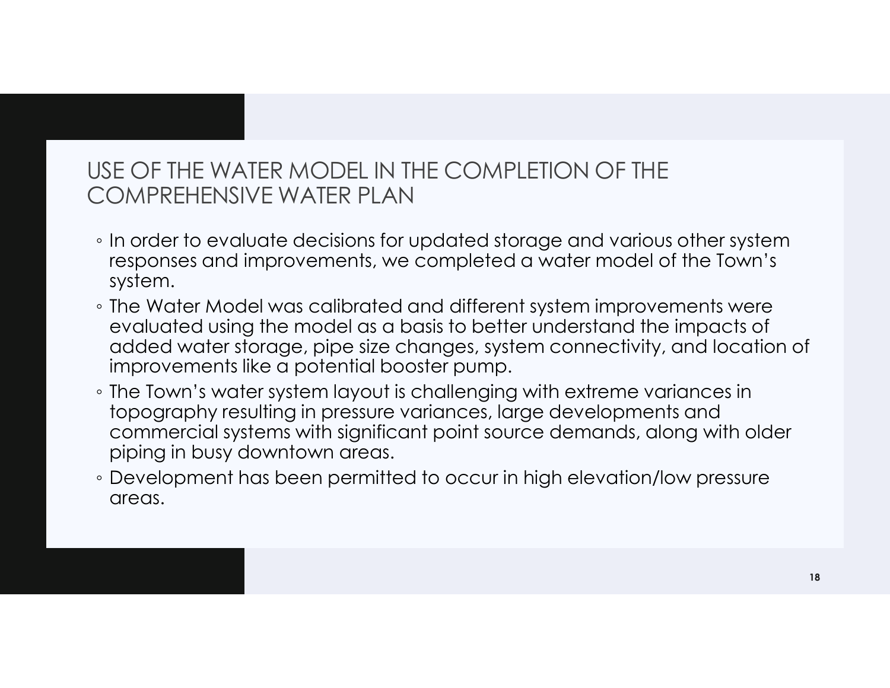# USE OF THE WATER MODEL IN THE COMPLETION OF THE COMPREHENSIVE WATER PLAN

- In order to evaluate decisions for updated storage and various other system responses and improvements, we completed a water model of the Town's system.
- The Water Model was calibrated and different system improvements were evaluated using the model as a basis to better understand the impacts of added water storage, pipe size changes, system connectivity, and location of improvements like a potential booster pump.
- The Town's water system layout is challenging with extreme variances in topography resulting in pressure variances, large developments and commercial systems with significant point source demands, along with older piping in busy downtown areas.
- Development has been permitted to occur in high elevation/low pressure areas.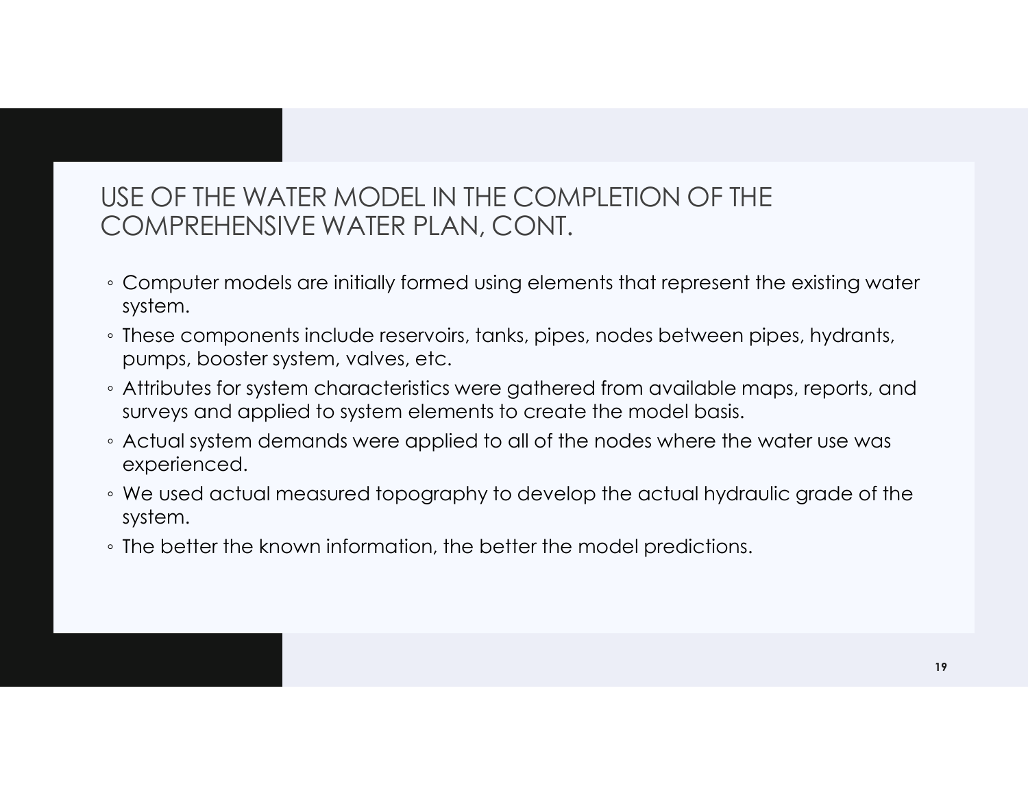# USE OF THE WATER MODEL IN THE COMPLETION OF THE COMPREHENSIVE WATER PLAN, CONT.

- Computer models are initially formed using elements that represent the existing water system.
- These components include reservoirs, tanks, pipes, nodes between pipes, hydrants, pumps, booster system, valves, etc.
- Attributes for system characteristics were gathered from available maps, reports, and surveys and applied to system elements to create the model basis.
- Actual system demands were applied to all of the nodes where the water use was experienced.
- We used actual measured topography to develop the actual hydraulic grade of the system.
- The better the known information, the better the model predictions.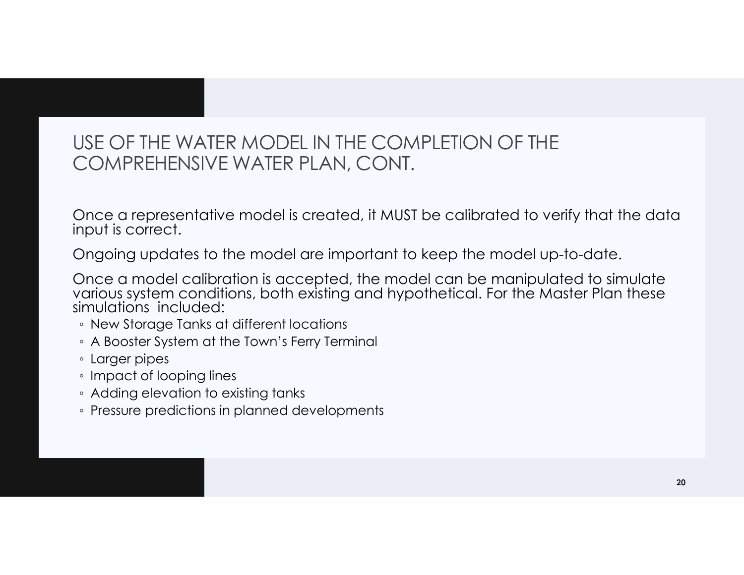# USE OF THE WATER MODEL IN THE COMPLETION OF THE COMPREHENSIVE WATER PLAN, CONT.

Once a representative model is created, it MUST be calibrated to verify that the data input is correct.

Ongoing updates to the model are important to keep the model up-to-date.

Once a model calibration is accepted, the model can be manipulated to simulate various system conditions, both existing and hypothetical. For the Master Plan these simulations included:

- New Storage Tanks at different locations
- A Booster System at the Town's Ferry Terminal
- Larger pipes
- Impact of looping lines
- Adding elevation to existing tanks
- Pressure predictions in planned developments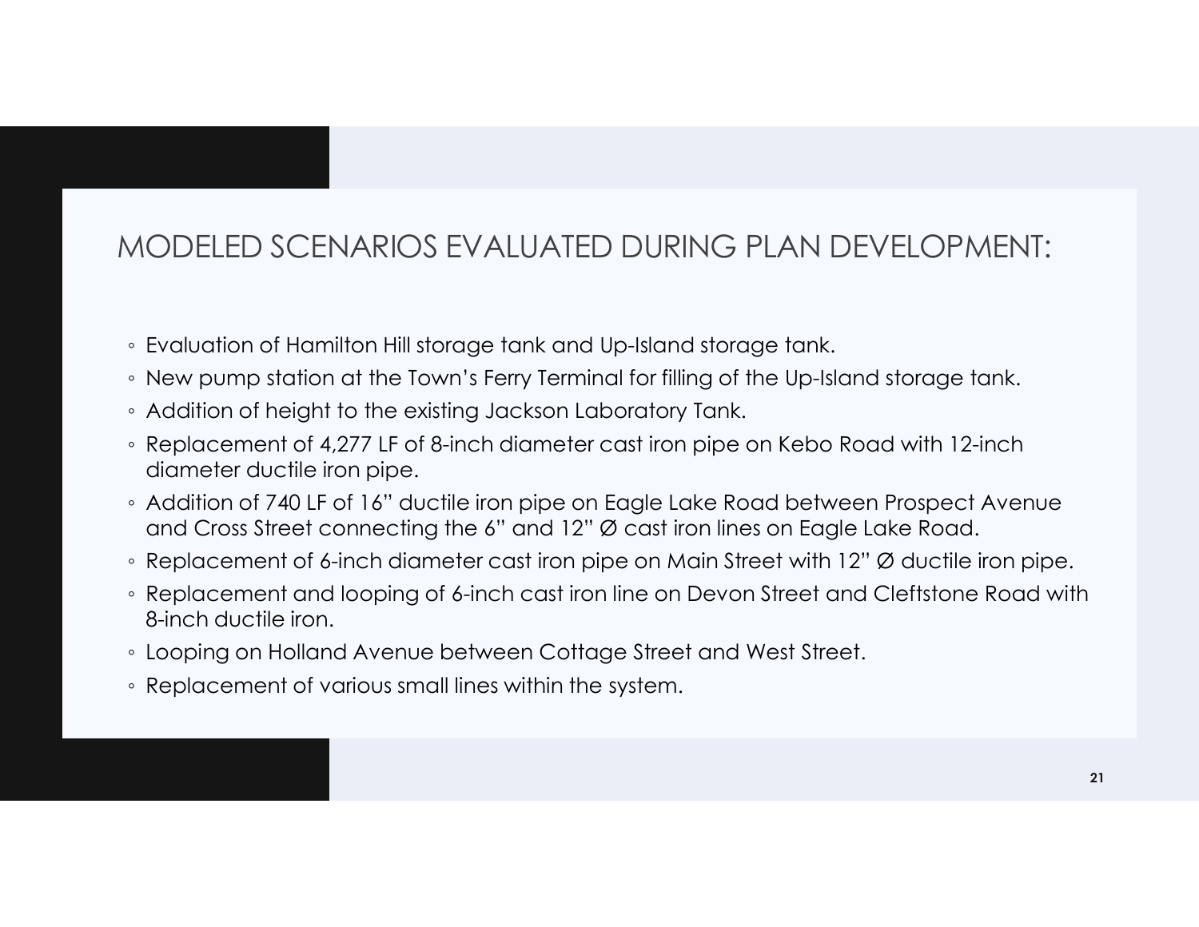# MODELED SCENARIOS EVALUATED DURING PLAN DEVELOPMENT:

- Evaluation of Hamilton Hill storage tank and Up-Island storage tank.
- New pump station at the Town's Ferry Terminal for filling of the Up-Island storage tank.
- Addition of height to the existing Jackson Laboratory Tank.
- Replacement of 4,277 LF of 8-inch diameter cast iron pipe on Kebo Road with 12-inch diameter ductile iron pipe.
- Addition of 740 LF of 16" ductile iron pipe on Eagle Lake Road between Prospect Avenue and Cross Street connecting the 6" and 12" Ø cast iron lines on Eagle Lake Road.
- Replacement of 6-inch diameter cast iron pipe on Main Street with 12" Ø ductile iron pipe.
- Replacement and looping of 6-inch cast iron line on Devon Street and Cleftstone Road with 8-inch ductile iron.
- Looping on Holland Avenue between Cottage Street and West Street.
- Replacement of various small lines within the system.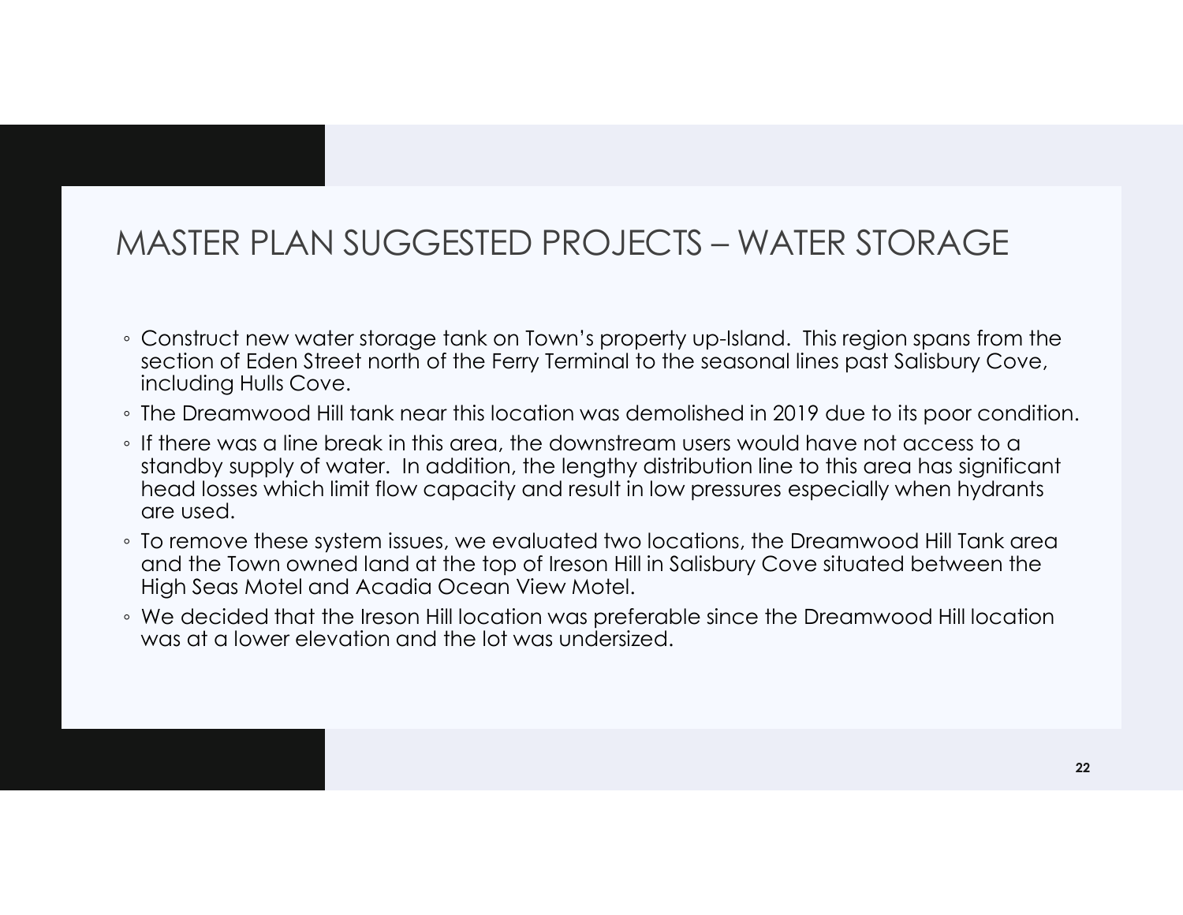# MASTER PLAN SUGGESTED PROJECTS – WATER STORAGE

- Construct new water storage tank on Town's property up-Island. This region spans from the section of Eden Street north of the Ferry Terminal to the seasonal lines past Salisbury Cove, including Hulls Cove.
- The Dreamwood Hill tank near this location was demolished in 2019 due to its poor condition.
- If there was a line break in this area, the downstream users would have not access to a standby supply of water. In addition, the lengthy distribution line to this area has significant head losses which limit flow capacity and result in low pressures especially when hydrants are used.
- To remove these system issues, we evaluated two locations, the Dreamwood Hill Tank area and the Town owned land at the top of Ireson Hill in Salisbury Cove situated between the High Seas Motel and Acadia Ocean View Motel.
- We decided that the Ireson Hill location was preferable since the Dreamwood Hill location was at a lower elevation and the lot was undersized.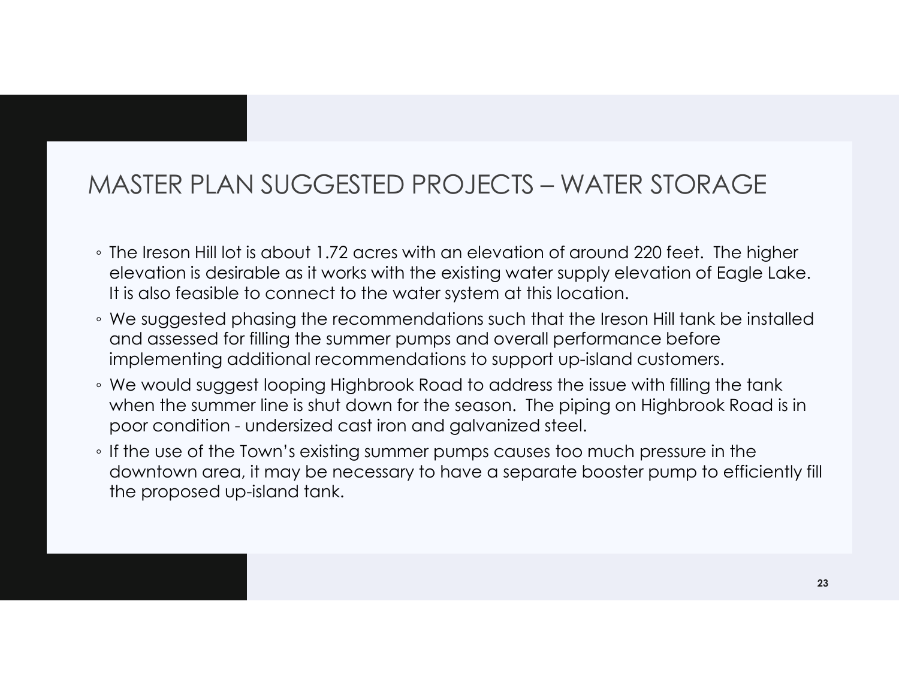# MASTER PLAN SUGGESTED PROJECTS – WATER STORAGE

- The Ireson Hill lot is about 1.72 acres with an elevation of around 220 feet. The higher elevation is desirable as it works with the existing water supply elevation of Eagle Lake. It is also feasible to connect to the water system at this location.
- We suggested phasing the recommendations such that the Ireson Hill tank be installed and assessed for filling the summer pumps and overall performance before implementing additional recommendations to support up-island customers.
- We would suggest looping Highbrook Road to address the issue with filling the tank when the summer line is shut down for the season. The piping on Highbrook Road is in poor condition - undersized cast iron and galvanized steel.
- If the use of the Town's existing summer pumps causes too much pressure in the downtown area, it may be necessary to have a separate booster pump to efficiently fill the proposed up-island tank.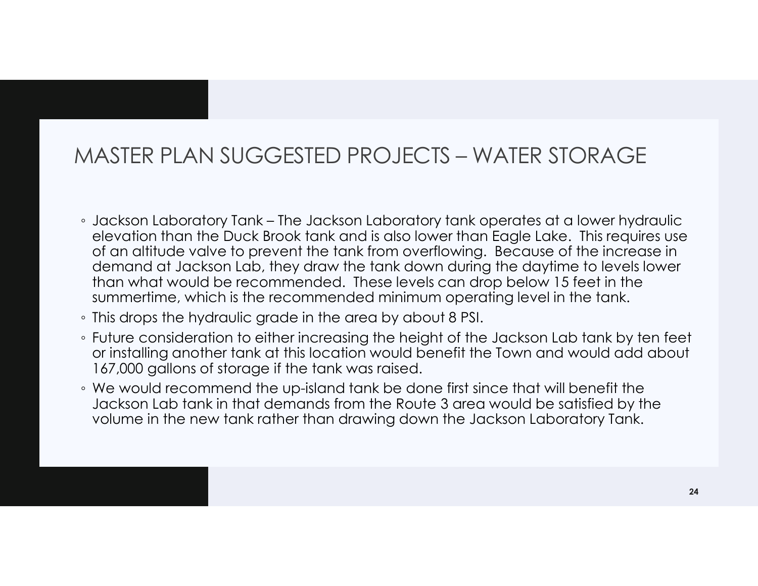# MASTER PLAN SUGGESTED PROJECTS – WATER STORAGE

- Jackson Laboratory Tank – The Jackson Laboratory tank operates at a lower hydraulic elevation than the Duck Brook tank and is also lower than Eagle Lake. This requires use of an altitude valve to prevent the tank from overflowing. Because of the increase in demand at Jackson Lab, they draw the tank down during the daytime to levels lower than what would be recommended. These levels can drop below 15 feet in the summertime, which is the recommended minimum operating level in the tank.
- This drops the hydraulic grade in the area by about 8 PSI.
- Future consideration to either increasing the height of the Jackson Lab tank by ten feet or installing another tank at this location would benefit the Town and would add about 167,000 gallons of storage if the tank was raised.
- We would recommend the up-island tank be done first since that will benefit the Jackson Lab tank in that demands from the Route 3 area would be satisfied by the volume in the new tank rather than drawing down the Jackson Laboratory Tank.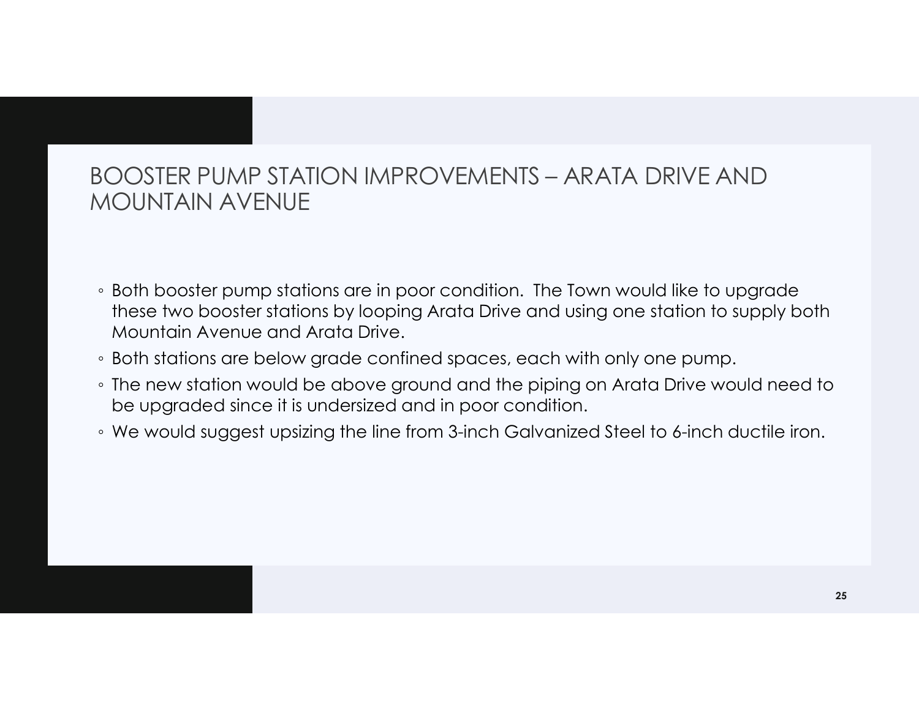# BOOSTER PUMP STATION IMPROVEMENTS – ARATA DRIVE AND MOUNTAIN AVENUE

- Both booster pump stations are in poor condition. The Town would like to upgrade these two booster stations by looping Arata Drive and using one station to supply both Mountain Avenue and Arata Drive.
- Both stations are below grade confined spaces, each with only one pump.
- The new station would be above ground and the piping on Arata Drive would need to be upgraded since it is undersized and in poor condition.
- We would suggest upsizing the line from 3-inch Galvanized Steel to 6-inch ductile iron.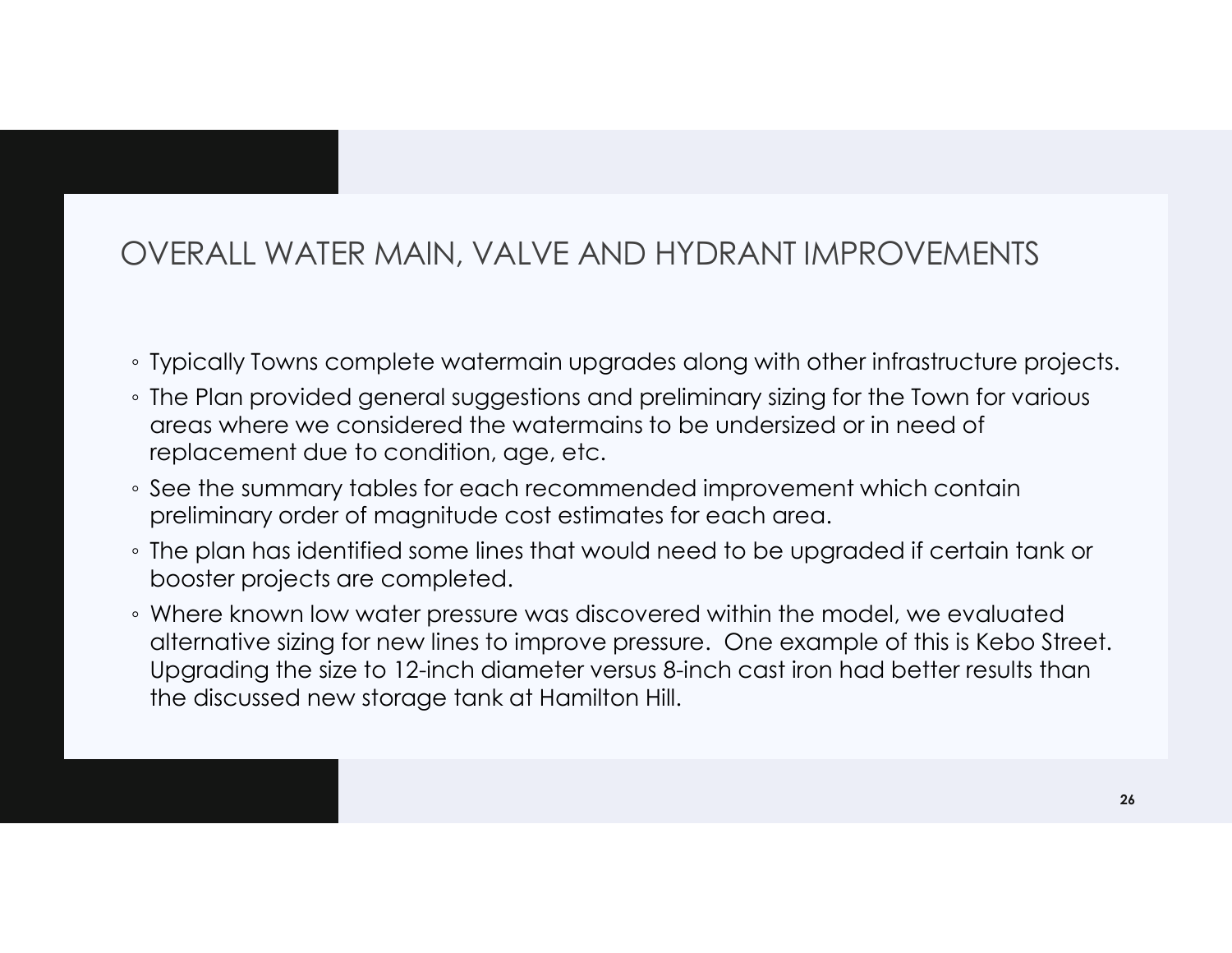# OVERALL WATER MAIN, VALVE AND HYDRANT IMPROVEMENTS

- Typically Towns complete watermain upgrades along with other infrastructure projects.
- The Plan provided general suggestions and preliminary sizing for the Town for various areas where we considered the watermains to be undersized or in need of replacement due to condition, age, etc.
- See the summary tables for each recommended improvement which contain preliminary order of magnitude cost estimates for each area.
- The plan has identified some lines that would need to be upgraded if certain tank or booster projects are completed.
- Where known low water pressure was discovered within the model, we evaluated alternative sizing for new lines to improve pressure. One example of this is Kebo Street. Upgrading the size to 12-inch diameter versus 8-inch cast iron had better results than the discussed new storage tank at Hamilton Hill.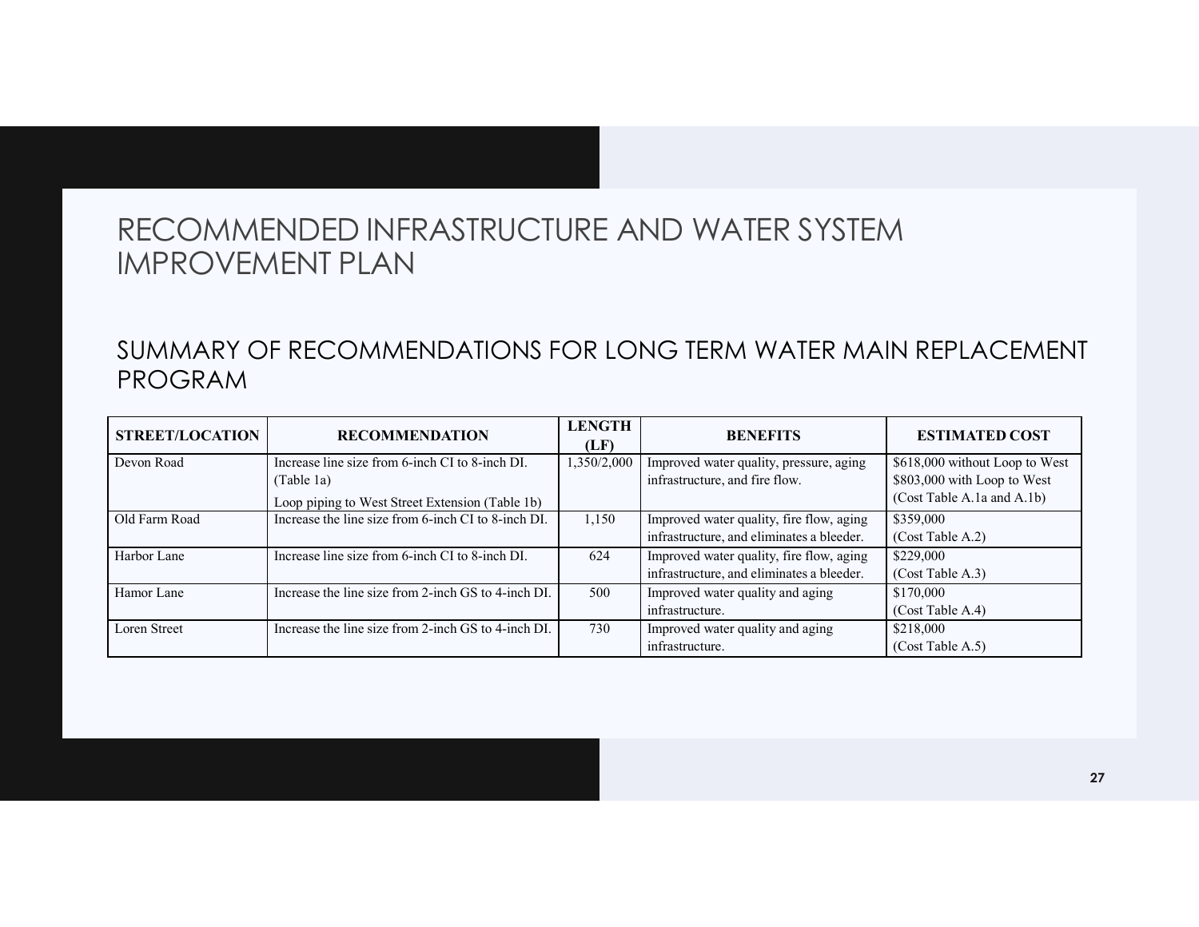# RECOMMENDED INFRASTRUCTURE AND WATER SYSTEM IMPROVEMENT PLAN

## SUMMARY OF RECOMMENDATIONS FOR LONG TERM WATER MAIN REPLACEMENT PROGRAM

| STREET/LOCATION | RECOMMENDATION | LENGTH (LF) | BENEFITS | ESTIMATED COST |
|---|---|---|---|---|
| Devon Road | Increase line size from 6-inch CI to 8-inch DI. (Table 1a)<br>Loop piping to West Street Extension (Table 1b) | 1,350/2,000 | Improved water quality, pressure, aging infrastructure, and fire flow. | $618,000 without Loop to West<br>$803,000 with Loop to West<br>(Cost Table A.1a and A.1b) |
| Old Farm Road | Increase the line size from 6-inch CI to 8-inch DI. | 1,150 | Improved water quality, fire flow, aging infrastructure, and eliminates a bleeder. | $359,000<br>(Cost Table A.2) |
| Harbor Lane | Increase line size from 6-inch CI to 8-inch DI. | 624 | Improved water quality, fire flow, aging infrastructure, and eliminates a bleeder. | $229,000<br>(Cost Table A.3) |
| Hamor Lane | Increase the line size from 2-inch GS to 4-inch DI. | 500 | Improved water quality and aging infrastructure. | $170,000<br>(Cost Table A.4) |
| Loren Street | Increase the line size from 2-inch GS to 4-inch DI. | 730 | Improved water quality and aging infrastructure. | $218,000<br>(Cost Table A.5) |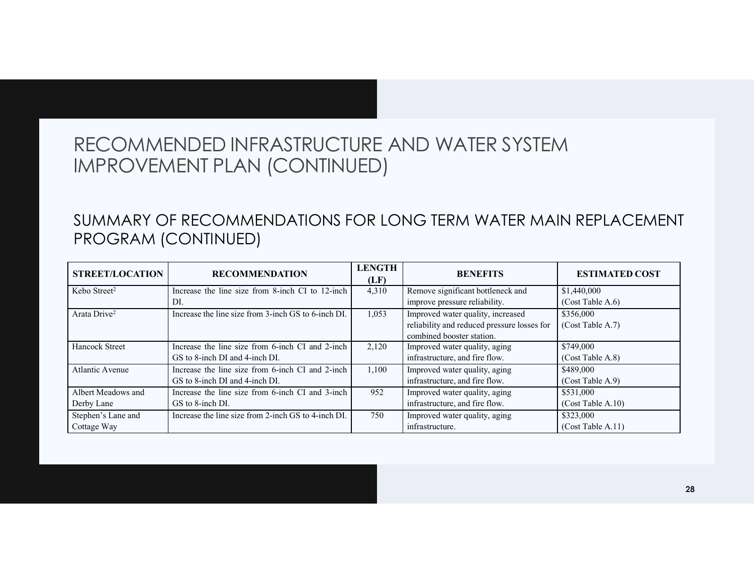# RECOMMENDED INFRASTRUCTURE AND WATER SYSTEM IMPROVEMENT PLAN (CONTINUED)

## SUMMARY OF RECOMMENDATIONS FOR LONG TERM WATER MAIN REPLACEMENT PROGRAM (CONTINUED)

| STREET/LOCATION | RECOMMENDATION | LENGTH (LF) | BENEFITS | ESTIMATED COST |
|---|---|---|---|---|
| Kebo Street[2] | Increase the line size from 8-inch CI to 12-inch DI. | 4,310 | Remove significant bottleneck and improve pressure reliability. | $1,440,000 (Cost Table A.6) |
| Arata Drive[2] | Increase the line size from 3-inch GS to 6-inch DI. | 1,053 | Improved water quality, increased reliability and reduced pressure losses for combined booster station. | $356,000 (Cost Table A.7) |
| Hancock Street | Increase the line size from 6-inch CI and 2-inch GS to 8-inch DI and 4-inch DI. | 2,120 | Improved water quality, aging infrastructure, and fire flow. | $749,000 (Cost Table A.8) |
| Atlantic Avenue | Increase the line size from 6-inch CI and 2-inch GS to 8-inch DI and 4-inch DI. | 1,100 | Improved water quality, aging infrastructure, and fire flow. | $489,000 (Cost Table A.9) |
| Albert Meadows and Derby Lane | Increase the line size from 6-inch CI and 3-inch GS to 8-inch DI. | 952 | Improved water quality, aging infrastructure, and fire flow. | $531,000 (Cost Table A.10) |
| Stephen's Lane and Cottage Way | Increase the line size from 2-inch GS to 4-inch DI. | 750 | Improved water quality, aging infrastructure. | $323,000 (Cost Table A.11) |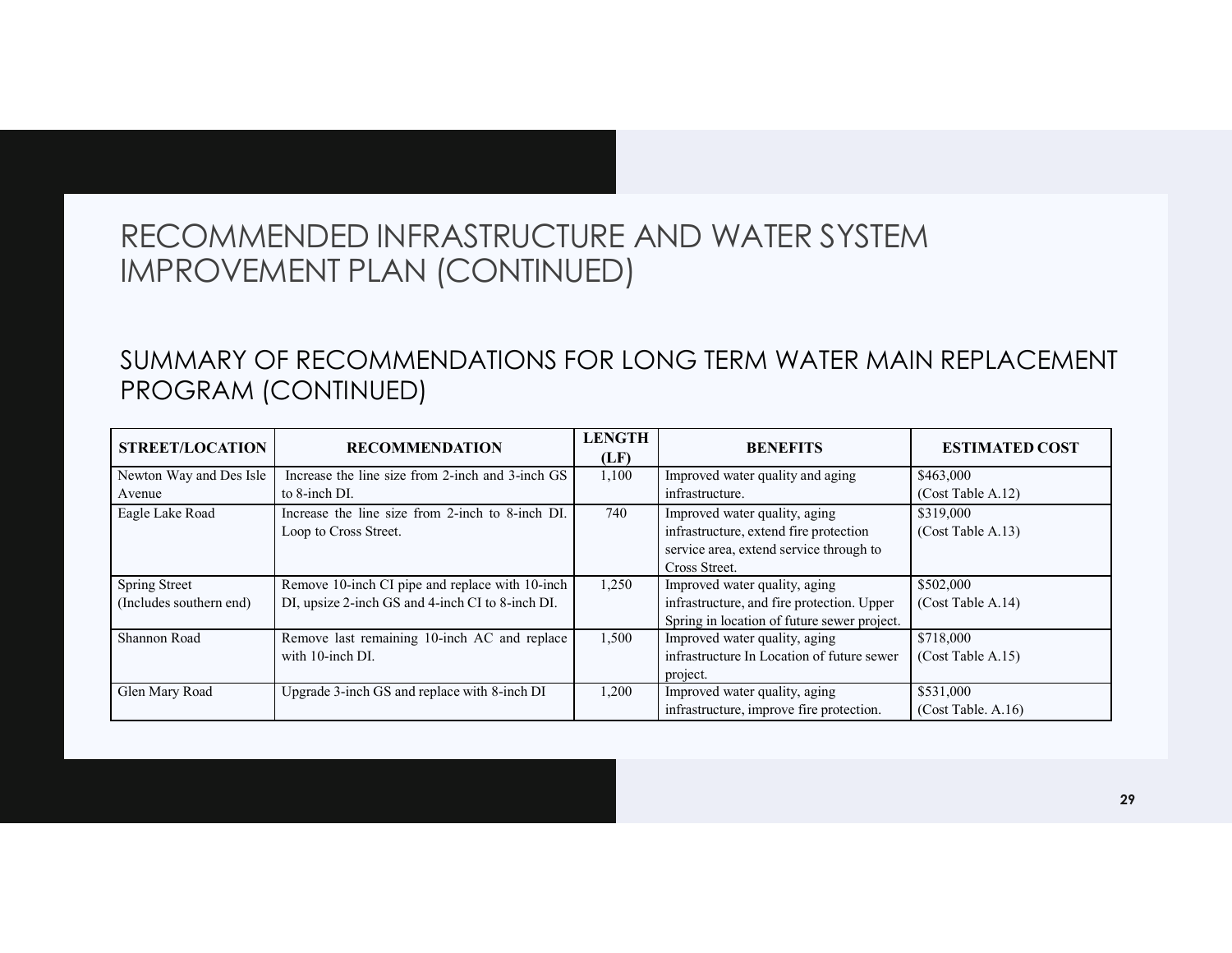# RECOMMENDED INFRASTRUCTURE AND WATER SYSTEM IMPROVEMENT PLAN (CONTINUED)

## SUMMARY OF RECOMMENDATIONS FOR LONG TERM WATER MAIN REPLACEMENT PROGRAM (CONTINUED)

| STREET/LOCATION | RECOMMENDATION | LENGTH (LF) | BENEFITS | ESTIMATED COST |
|---|---|---|---|---|
| Newton Way and Des Isle Avenue | Increase the line size from 2-inch and 3-inch GS to 8-inch DI. | 1,100 | Improved water quality and aging infrastructure. | $463,000 (Cost Table A.12) |
| Eagle Lake Road | Increase the line size from 2-inch to 8-inch DI. Loop to Cross Street. | 740 | Improved water quality, aging infrastructure, extend fire protection service area, extend service through to Cross Street. | $319,000 (Cost Table A.13) |
| Spring Street (Includes southern end) | Remove 10-inch CI pipe and replace with 10-inch DI, upsize 2-inch GS and 4-inch CI to 8-inch DI. | 1,250 | Improved water quality, aging infrastructure, and fire protection. Upper Spring in location of future sewer project. | $502,000 (Cost Table A.14) |
| Shannon Road | Remove last remaining 10-inch AC and replace with 10-inch DI. | 1,500 | Improved water quality, aging infrastructure In Location of future sewer project. | $718,000 (Cost Table A.15) |
| Glen Mary Road | Upgrade 3-inch GS and replace with 8-inch DI | 1,200 | Improved water quality, aging infrastructure, improve fire protection. | $531,000 (Cost Table. A.16) |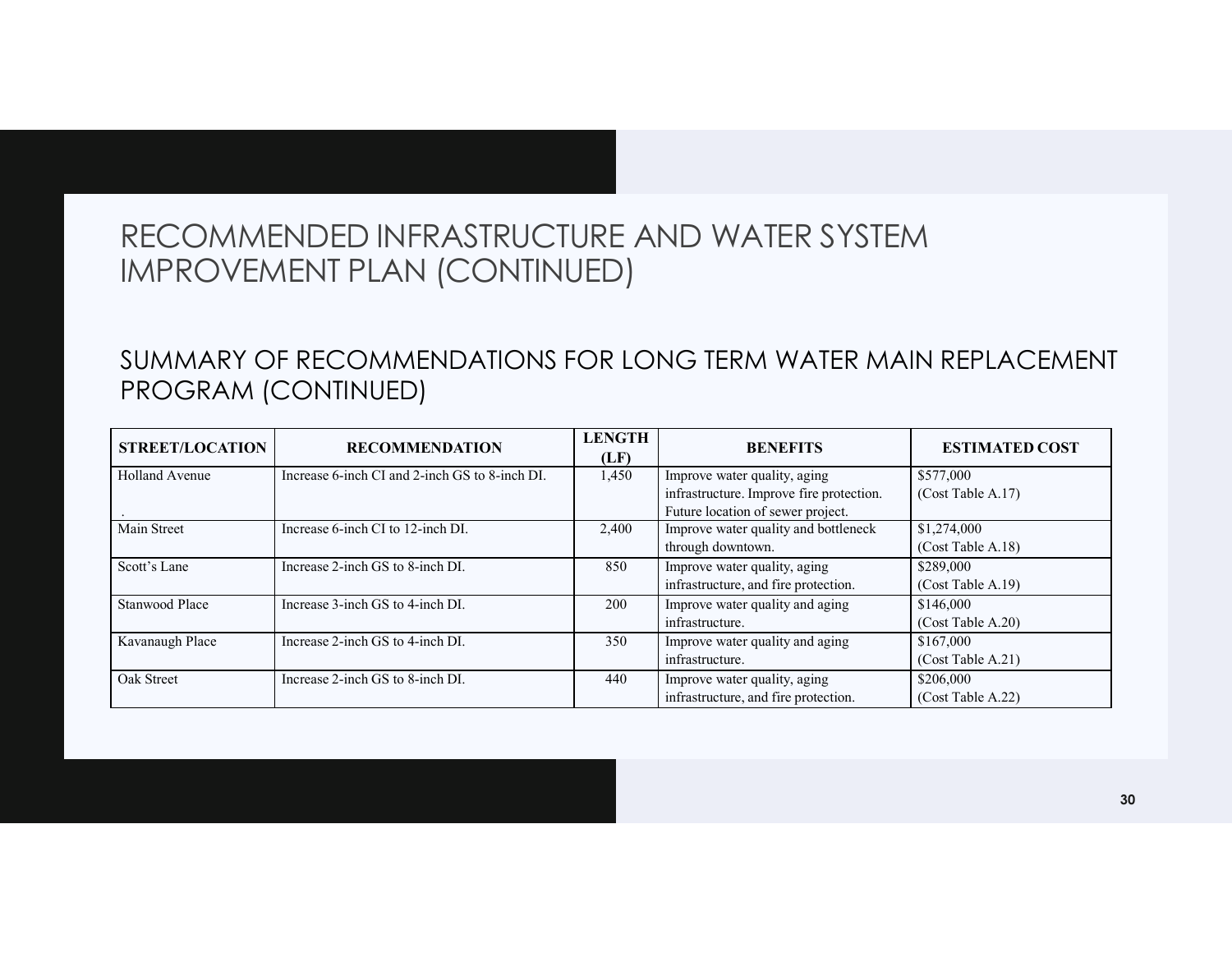# RECOMMENDED INFRASTRUCTURE AND WATER SYSTEM IMPROVEMENT PLAN (CONTINUED)

## SUMMARY OF RECOMMENDATIONS FOR LONG TERM WATER MAIN REPLACEMENT PROGRAM (CONTINUED)

| STREET/LOCATION | RECOMMENDATION | LENGTH (LF) | BENEFITS | ESTIMATED COST |
|---|---|---|---|---|
| Holland Avenue<br>. | Increase 6-inch CI and 2-inch GS to 8-inch DI. | 1,450 | Improve water quality, aging infrastructure. Improve fire protection. Future location of sewer project. | \$577,000 (Cost Table A.17) |
| Main Street | Increase 6-inch CI to 12-inch DI. | 2,400 | Improve water quality and bottleneck through downtown. | \$1,274,000 (Cost Table A.18) |
| Scott's Lane | Increase 2-inch GS to 8-inch DI. | 850 | Improve water quality, aging infrastructure, and fire protection. | \$289,000 (Cost Table A.19) |
| Stanwood Place | Increase 3-inch GS to 4-inch DI. | 200 | Improve water quality and aging infrastructure. | \$146,000 (Cost Table A.20) |
| Kavanaugh Place | Increase 2-inch GS to 4-inch DI. | 350 | Improve water quality and aging infrastructure. | \$167,000 (Cost Table A.21) |
| Oak Street | Increase 2-inch GS to 8-inch DI. | 440 | Improve water quality, aging infrastructure, and fire protection. | \$206,000 (Cost Table A.22) |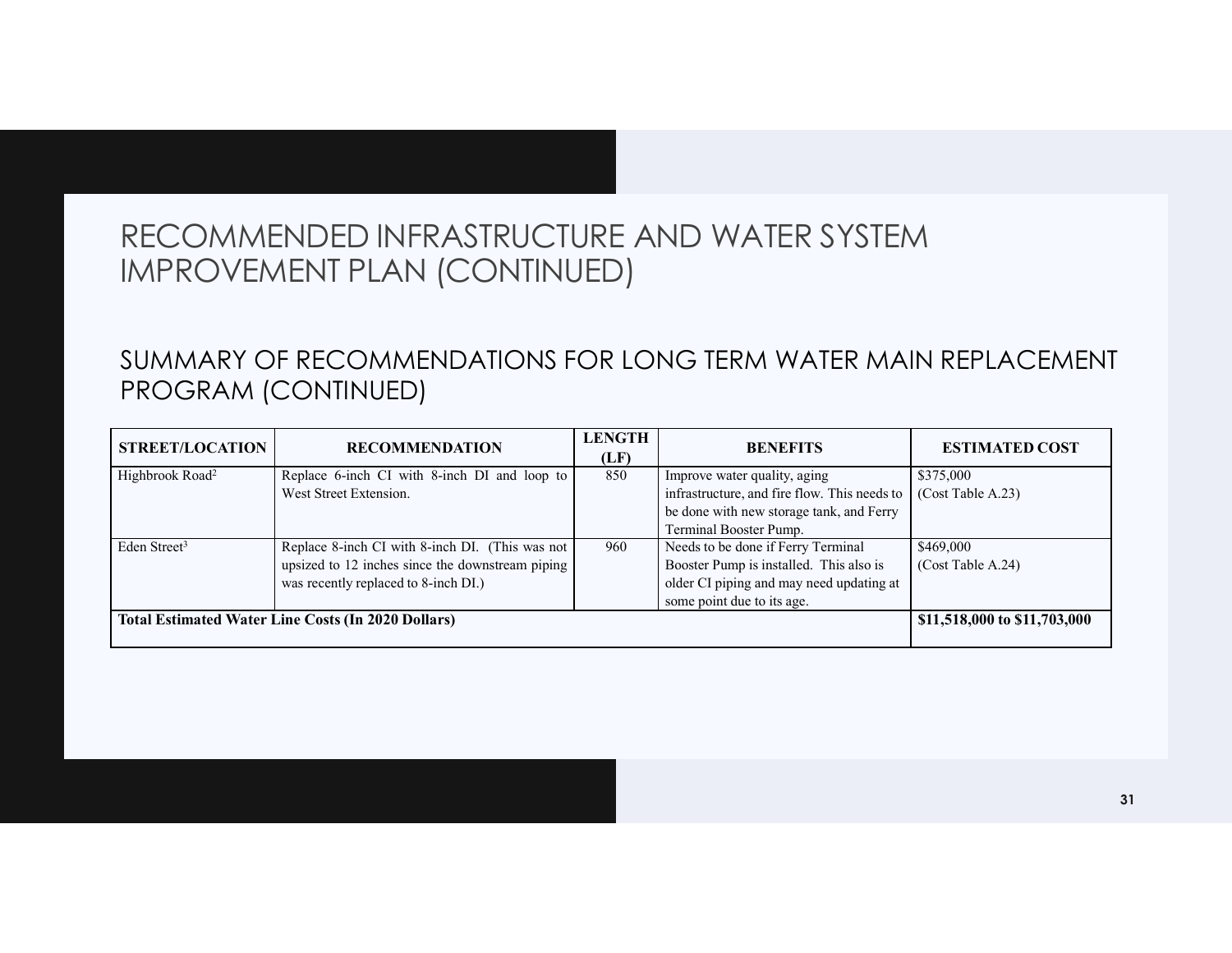# RECOMMENDED INFRASTRUCTURE AND WATER SYSTEM IMPROVEMENT PLAN (CONTINUED)

## SUMMARY OF RECOMMENDATIONS FOR LONG TERM WATER MAIN REPLACEMENT PROGRAM (CONTINUED)

| STREET/LOCATION | RECOMMENDATION | LENGTH (LF) | BENEFITS | ESTIMATED COST |
|---|---|---|---|---|
| Highbrook Road[2] | Replace 6-inch CI with 8-inch DI and loop to West Street Extension. | 850 | Improve water quality, aging infrastructure, and fire flow. This needs to be done with new storage tank, and Ferry Terminal Booster Pump. | $375,000 (Cost Table A.23) |
| Eden Street[3] | Replace 8-inch CI with 8-inch DI. (This was not upsized to 12 inches since the downstream piping was recently replaced to 8-inch DI.) | 960 | Needs to be done if Ferry Terminal Booster Pump is installed. This also is older CI piping and may need updating at some point due to its age. | $469,000 (Cost Table A.24) |
| **Total Estimated Water Line Costs (In 2020 Dollars)** | | | | **$11,518,000 to $11,703,000** |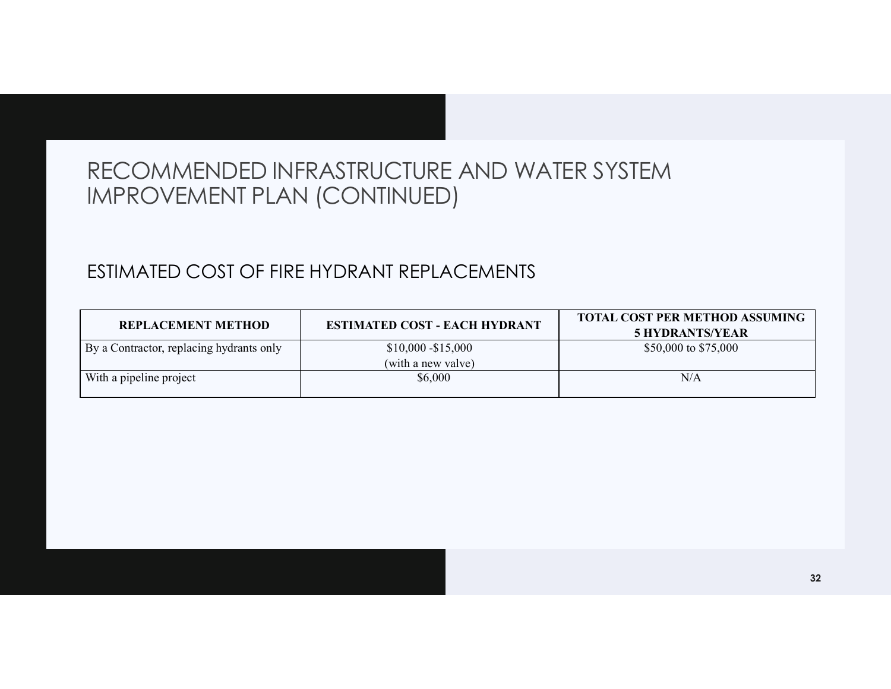# RECOMMENDED INFRASTRUCTURE AND WATER SYSTEM IMPROVEMENT PLAN (CONTINUED)

## ESTIMATED COST OF FIRE HYDRANT REPLACEMENTS

| REPLACEMENT METHOD | ESTIMATED COST - EACH HYDRANT | TOTAL COST PER METHOD ASSUMING 5 HYDRANTS/YEAR |
|---|---|---|
| By a Contractor, replacing hydrants only | $10,000 -$15,000 (with a new valve) | $50,000 to $75,000 |
| With a pipeline project | $6,000 | N/A |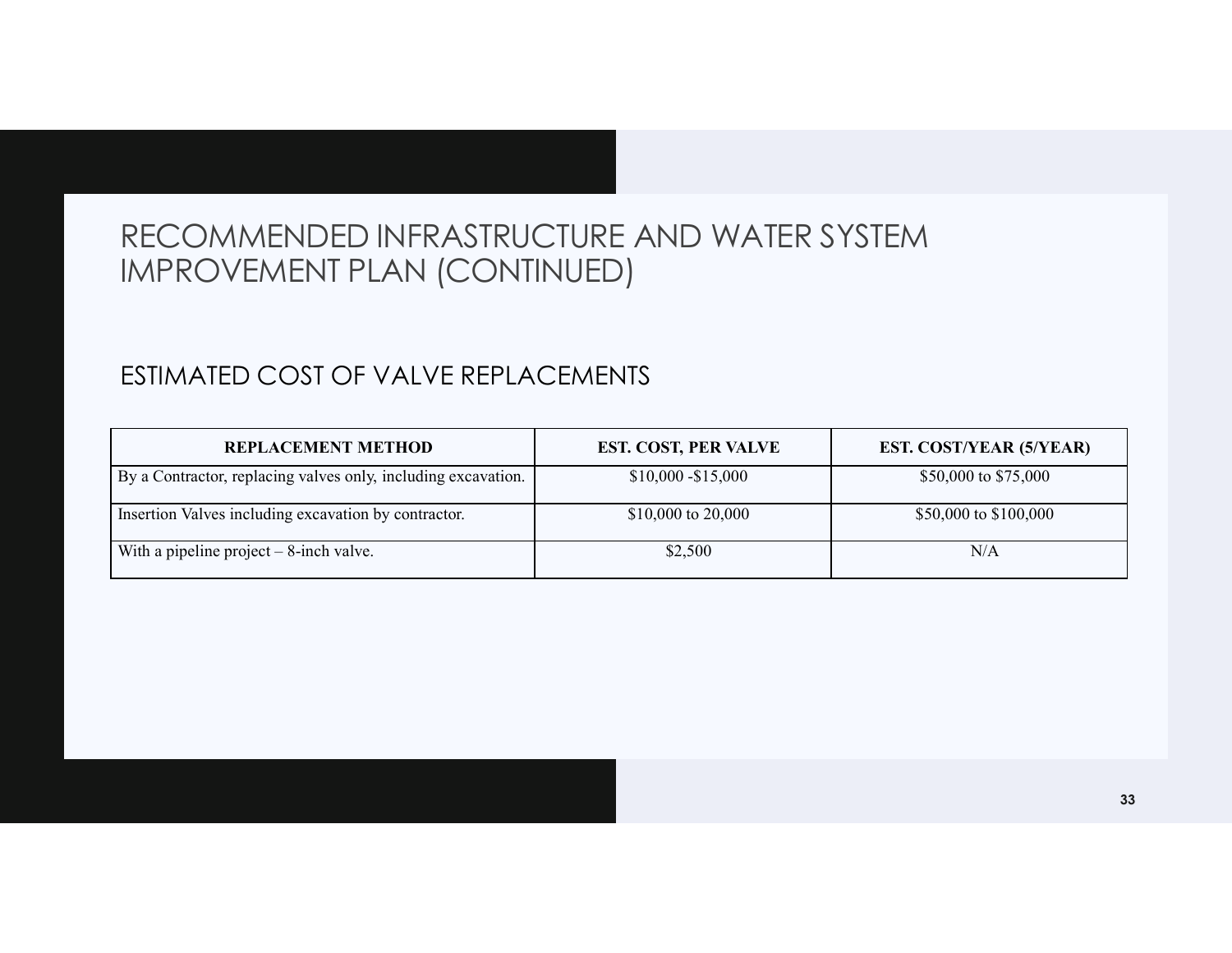# RECOMMENDED INFRASTRUCTURE AND WATER SYSTEM IMPROVEMENT PLAN (CONTINUED)

## ESTIMATED COST OF VALVE REPLACEMENTS

| REPLACEMENT METHOD | EST. COST, PER VALVE | EST. COST/YEAR (5/YEAR) |
|---|---|---|
| By a Contractor, replacing valves only, including excavation. | $10,000 -$15,000 | $50,000 to $75,000 |
| Insertion Valves including excavation by contractor. | $10,000 to 20,000 | $50,000 to $100,000 |
| With a pipeline project – 8-inch valve. | $2,500 | N/A |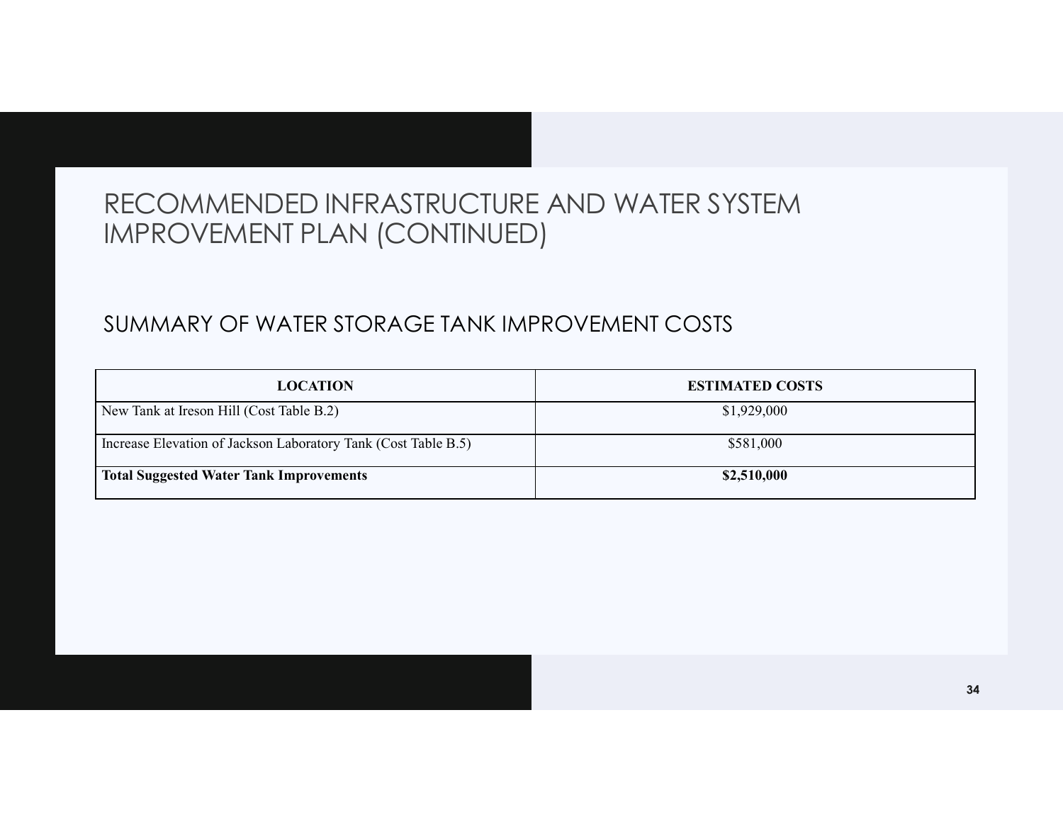# RECOMMENDED INFRASTRUCTURE AND WATER SYSTEM IMPROVEMENT PLAN (CONTINUED)

## SUMMARY OF WATER STORAGE TANK IMPROVEMENT COSTS

| LOCATION | ESTIMATED COSTS |
|---|---|
| New Tank at Ireson Hill (Cost Table B.2) | $1,929,000 |
| Increase Elevation of Jackson Laboratory Tank (Cost Table B.5) | $581,000 |
| **Total Suggested Water Tank Improvements** | **$2,510,000** |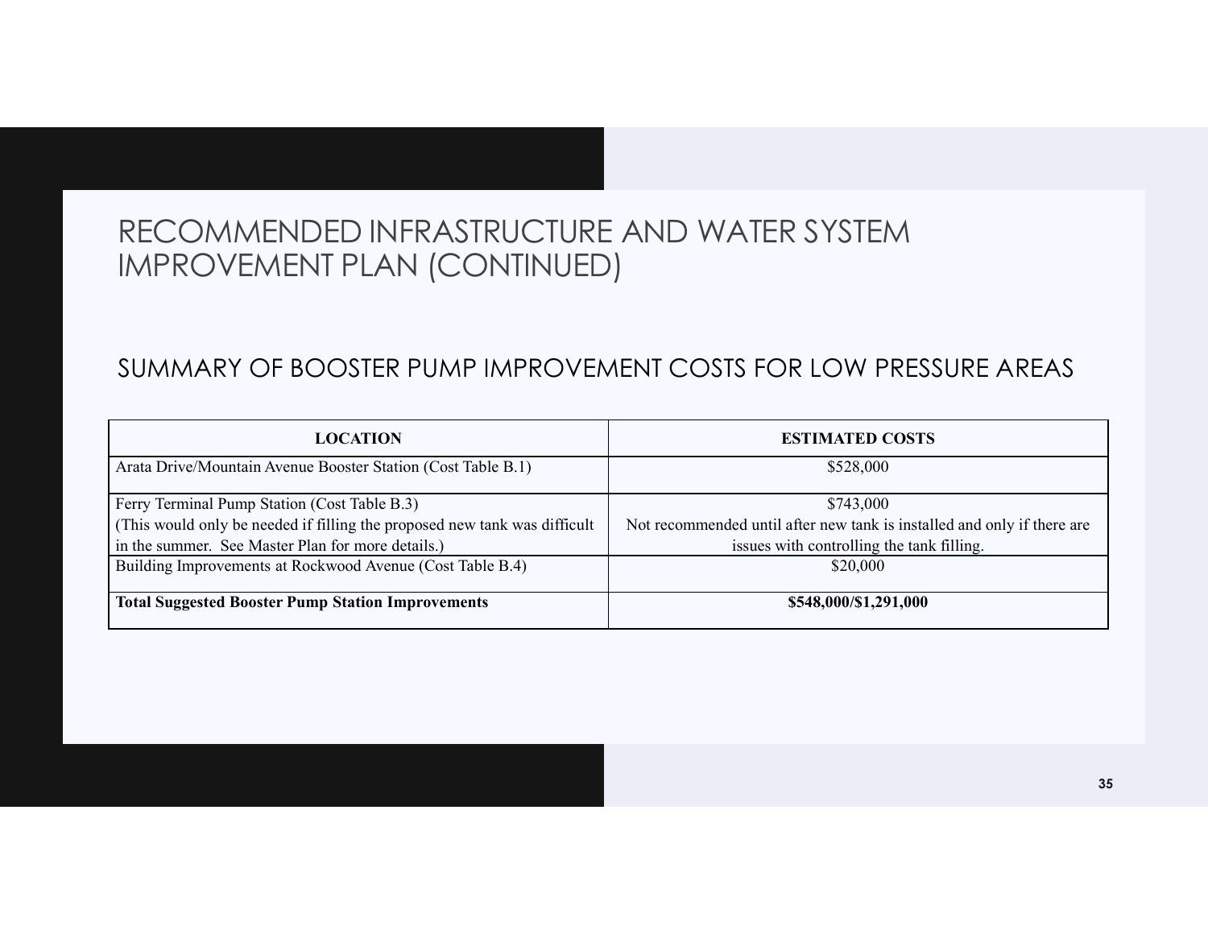# RECOMMENDED INFRASTRUCTURE AND WATER SYSTEM IMPROVEMENT PLAN (CONTINUED)

## SUMMARY OF BOOSTER PUMP IMPROVEMENT COSTS FOR LOW PRESSURE AREAS

| LOCATION | ESTIMATED COSTS |
|---|---|
| Arata Drive/Mountain Avenue Booster Station (Cost Table B.1) | $528,000 |
| Ferry Terminal Pump Station (Cost Table B.3) (This would only be needed if filling the proposed new tank was difficult in the summer. See Master Plan for more details.) | $743,000 Not recommended until after new tank is installed and only if there are issues with controlling the tank filling. |
| Building Improvements at Rockwood Avenue (Cost Table B.4) | $20,000 |
| **Total Suggested Booster Pump Station Improvements** | **$548,000/$1,291,000** |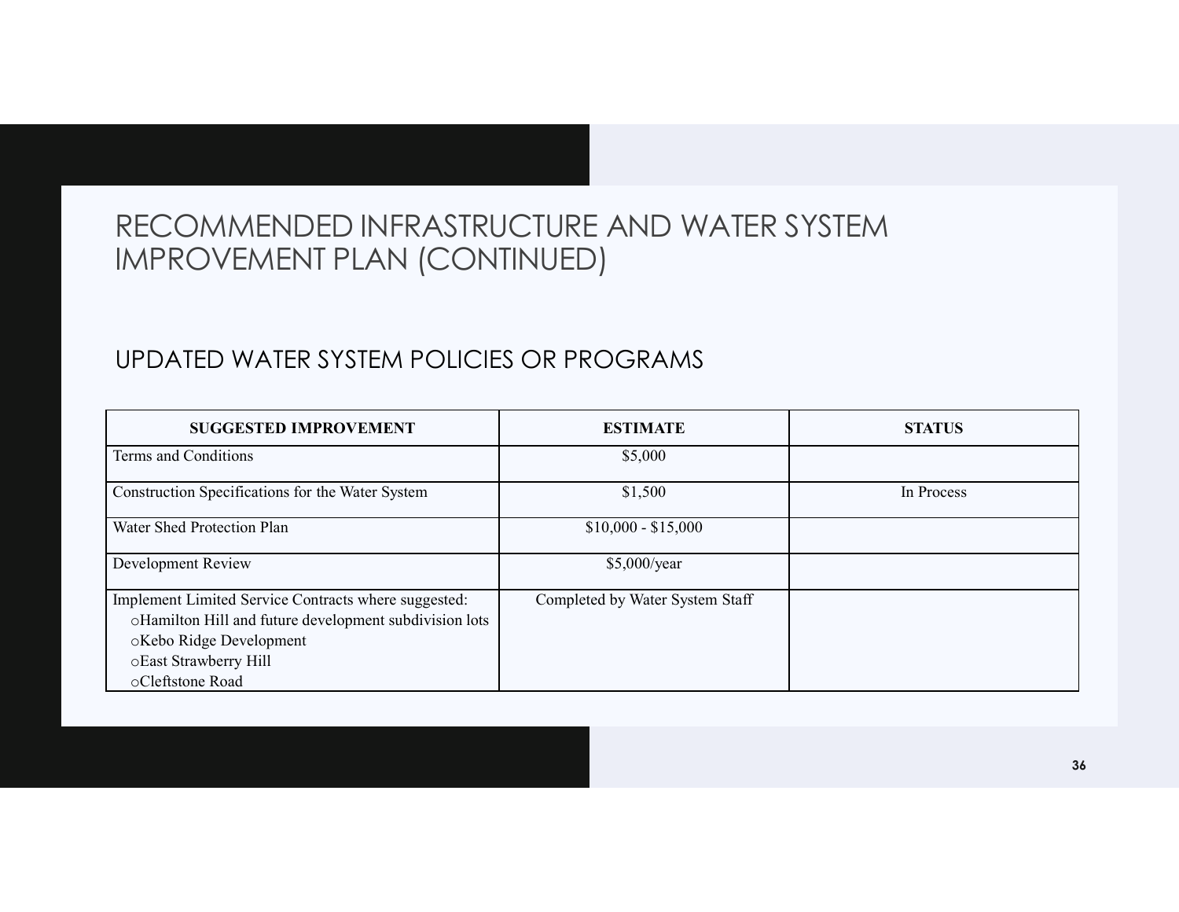# RECOMMENDED INFRASTRUCTURE AND WATER SYSTEM IMPROVEMENT PLAN (CONTINUED)

## UPDATED WATER SYSTEM POLICIES OR PROGRAMS

| SUGGESTED IMPROVEMENT | ESTIMATE | STATUS |
|---|---|---|
| Terms and Conditions | $5,000 | |
| Construction Specifications for the Water System | $1,500 | In Process |
| Water Shed Protection Plan | $10,000 - $15,000 | |
| Development Review | $5,000/year | |
| Implement Limited Service Contracts where suggested:<br>o Hamilton Hill and future development subdivision lots<br>o Kebo Ridge Development<br>o East Strawberry Hill<br>o Cleftstone Road | Completed by Water System Staff | |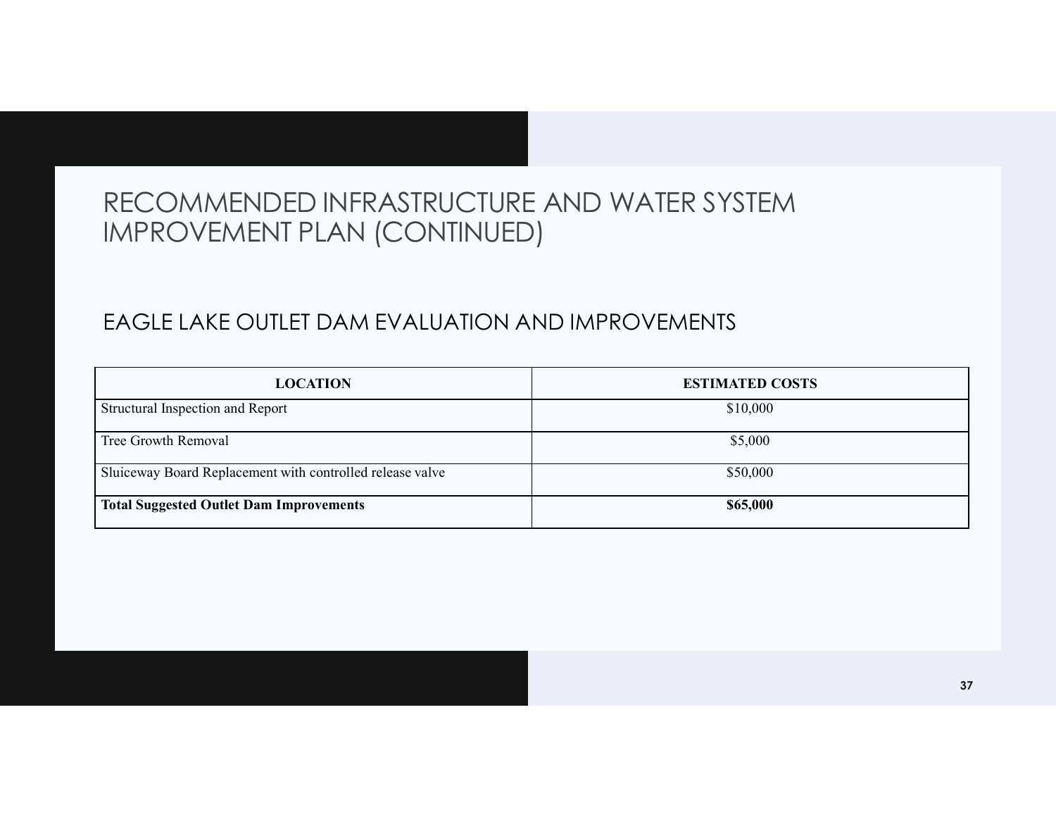# RECOMMENDED INFRASTRUCTURE AND WATER SYSTEM IMPROVEMENT PLAN (CONTINUED)

## EAGLE LAKE OUTLET DAM EVALUATION AND IMPROVEMENTS

| LOCATION | ESTIMATED COSTS |
| --- | --- |
| Structural Inspection and Report | $10,000 |
| Tree Growth Removal | $5,000 |
| Sluiceway Board Replacement with controlled release valve | $50,000 |
| **Total Suggested Outlet Dam Improvements** | **$65,000** |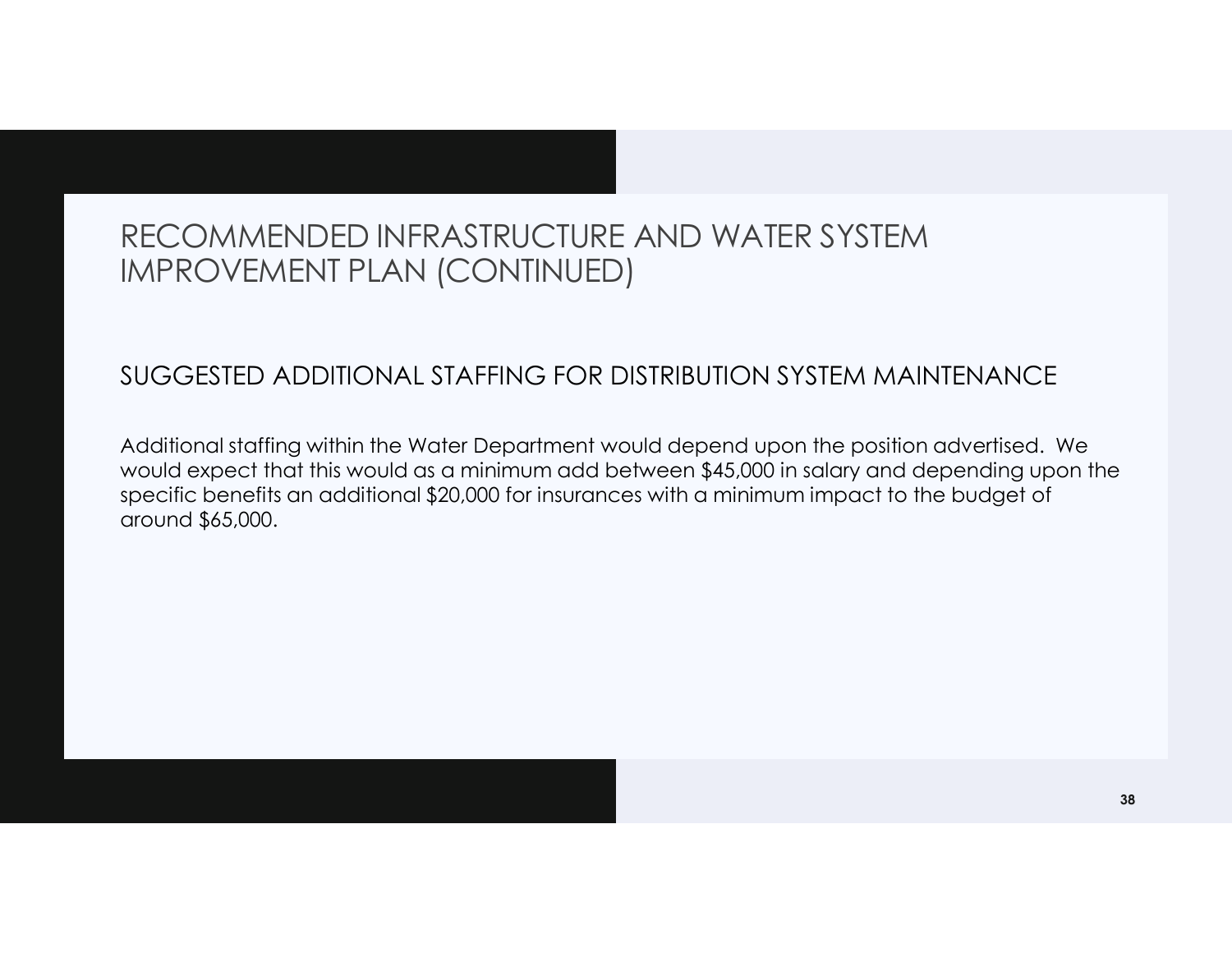# RECOMMENDED INFRASTRUCTURE AND WATER SYSTEM IMPROVEMENT PLAN (CONTINUED)

## SUGGESTED ADDITIONAL STAFFING FOR DISTRIBUTION SYSTEM MAINTENANCE

Additional staffing within the Water Department would depend upon the position advertised. We would expect that this would as a minimum add between $45,000 in salary and depending upon the specific benefits an additional $20,000 for insurances with a minimum impact to the budget of around $65,000.